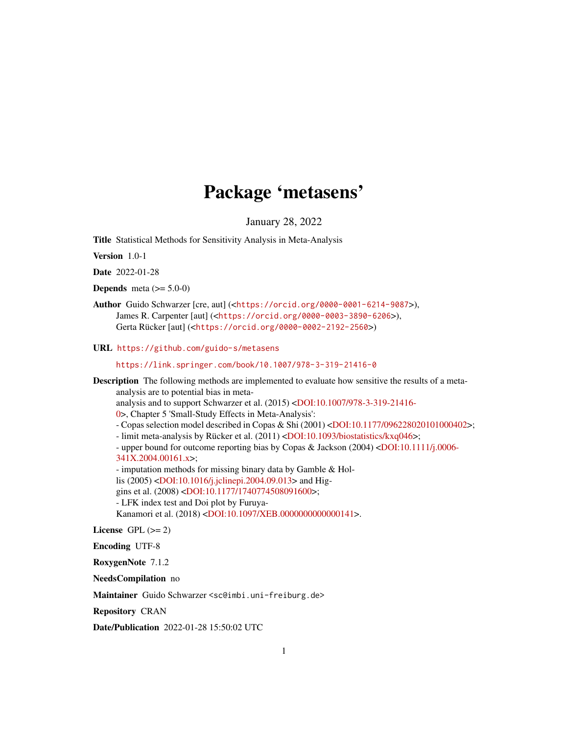# Package 'metasens'

January 28, 2022

**Title** Statistical Methods for Sensitivity Analysis in Meta-Analysis

**Version** 1.0-1

**Date** 2022-01-28

**Depends** meta (>= 5.0-0)

**Author** Guido Schwarzer [cre, aut] (<https://orcid.org/0000-0001-6214-9087>), James R. Carpenter [aut] (<https://orcid.org/0000-0003-3890-6206>), Gerta Rücker [aut] (<https://orcid.org/0000-0002-2192-2560>)

**URL** https://github.com/guido-s/metasens

https://link.springer.com/book/10.1007/978-3-319-21416-0

**Description** The following methods are implemented to evaluate how sensitive the results of a meta-analysis are to potential bias in meta-analysis and to support Schwarzer et al. (2015) <DOI:10.1007/978-3-319-21416-0>, Chapter 5 'Small-Study Effects in Meta-Analysis':
- Copas selection model described in Copas & Shi (2001) <DOI:10.1177/096228020101000402>;
- limit meta-analysis by Rücker et al. (2011) <DOI:10.1093/biostatistics/kxq046>;
- upper bound for outcome reporting bias by Copas & Jackson (2004) <DOI:10.1111/j.0006-341X.2004.00161.x>;
- imputation methods for missing binary data by Gamble & Hollis (2005) <DOI:10.1016/j.jclinepi.2004.09.013> and Higgins et al. (2008) <DOI:10.1177/1740774508091600>;
- LFK index test and Doi plot by Furuya-Kanamori et al. (2018) <DOI:10.1097/XEB.0000000000000141>.

**License** GPL (>= 2)

**Encoding** UTF-8

**RoxygenNote** 7.1.2

**NeedsCompilation** no

**Maintainer** Guido Schwarzer <sc@imbi.uni-freiburg.de>

**Repository** CRAN

**Date/Publication** 2022-01-28 15:50:02 UTC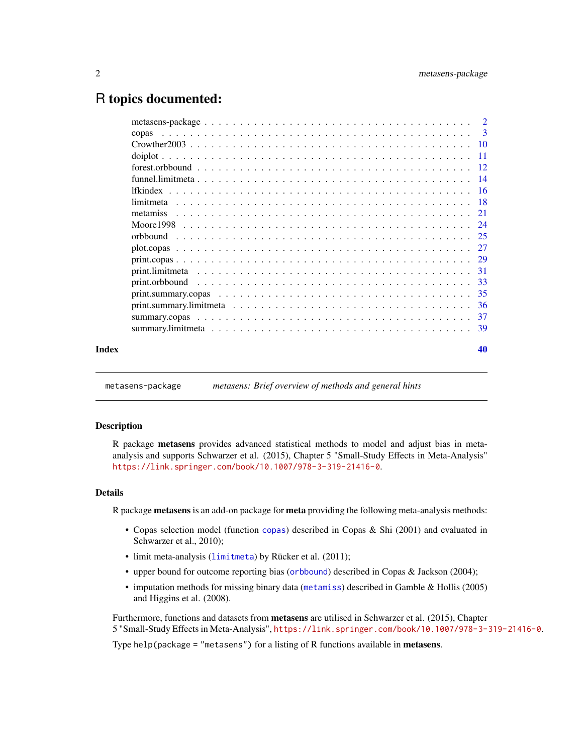# R topics documented:

| | |
|---|---|
| metasens-package | 2 |
| copas | 3 |
| Crowther2003 | 10 |
| doiplot | 11 |
| forest.orbbound | 12 |
| funnel.limitmeta | 14 |
| lfkindex | 16 |
| limitmeta | 18 |
| metamiss | 21 |
| Moore1998 | 24 |
| orbbound | 25 |
| plot.copas | 27 |
| print.copas | 29 |
| print.limitmeta | 31 |
| print.orbbound | 33 |
| print.summary.copas | 35 |
| print.summary.limitmeta | 36 |
| summary.copas | 37 |
| summary.limitmeta | 39 |
| **Index** | **40** |

---

`metasens-package` *metasens: Brief overview of methods and general hints*

---

## Description

R package **metasens** provides advanced statistical methods to model and adjust bias in meta-analysis and supports Schwarzer et al. (2015), Chapter 5 "Small-Study Effects in Meta-Analysis" https://link.springer.com/book/10.1007/978-3-319-21416-0.

## Details

R package **metasens** is an add-on package for **meta** providing the following meta-analysis methods:

- Copas selection model (function `copas`) described in Copas & Shi (2001) and evaluated in Schwarzer et al., 2010);
- limit meta-analysis (`limitmeta`) by Rücker et al. (2011);
- upper bound for outcome reporting bias (`orbbound`) described in Copas & Jackson (2004);
- imputation methods for missing binary data (`metamiss`) described in Gamble & Hollis (2005) and Higgins et al. (2008).

Furthermore, functions and datasets from **metasens** are utilised in Schwarzer et al. (2015), Chapter 5 "Small-Study Effects in Meta-Analysis", https://link.springer.com/book/10.1007/978-3-319-21416-0.

Type `help(package = "metasens")` for a listing of R functions available in **metasens**.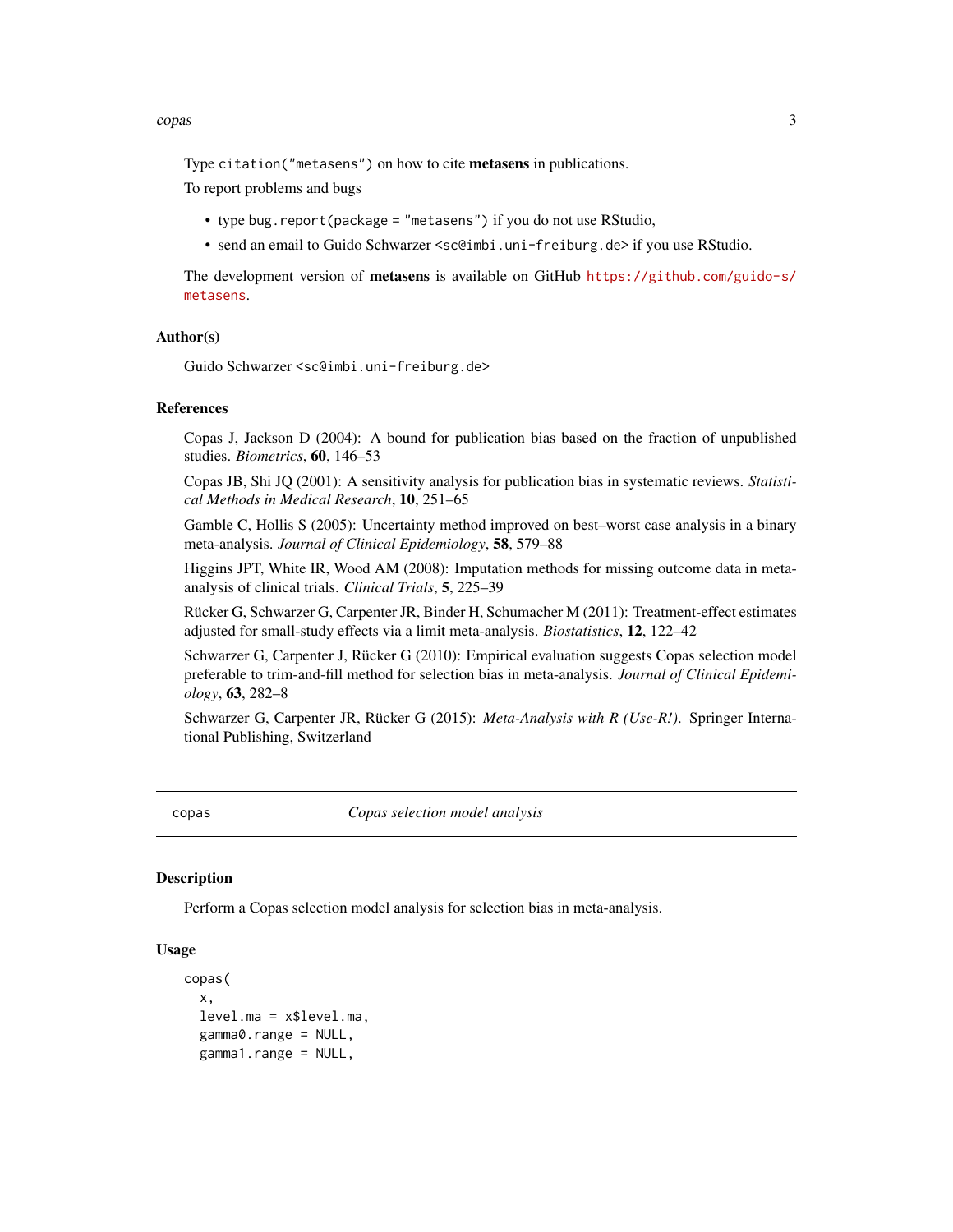Type `citation("metasens")` on how to cite **metasens** in publications.

To report problems and bugs

- type `bug.report(package = "metasens")` if you do not use RStudio,
- send an email to Guido Schwarzer <sc@imbi.uni-freiburg.de> if you use RStudio.

The development version of **metasens** is available on GitHub https://github.com/guido-s/metasens.

### Author(s)

Guido Schwarzer <sc@imbi.uni-freiburg.de>

### References

Copas J, Jackson D (2004): A bound for publication bias based on the fraction of unpublished studies. *Biometrics*, **60**, 146–53

Copas JB, Shi JQ (2001): A sensitivity analysis for publication bias in systematic reviews. *Statistical Methods in Medical Research*, **10**, 251–65

Gamble C, Hollis S (2005): Uncertainty method improved on best–worst case analysis in a binary meta-analysis. *Journal of Clinical Epidemiology*, **58**, 579–88

Higgins JPT, White IR, Wood AM (2008): Imputation methods for missing outcome data in meta-analysis of clinical trials. *Clinical Trials*, **5**, 225–39

Rücker G, Schwarzer G, Carpenter JR, Binder H, Schumacher M (2011): Treatment-effect estimates adjusted for small-study effects via a limit meta-analysis. *Biostatistics*, **12**, 122–42

Schwarzer G, Carpenter J, Rücker G (2010): Empirical evaluation suggests Copas selection model preferable to trim-and-fill method for selection bias in meta-analysis. *Journal of Clinical Epidemiology*, **63**, 282–8

Schwarzer G, Carpenter JR, Rücker G (2015): *Meta-Analysis with R (Use-R!)*. Springer International Publishing, Switzerland

---

## copas — *Copas selection model analysis*

### Description

Perform a Copas selection model analysis for selection bias in meta-analysis.

### Usage

```
copas(
  x,
  level.ma = x$level.ma,
  gamma0.range = NULL,
  gamma1.range = NULL,
```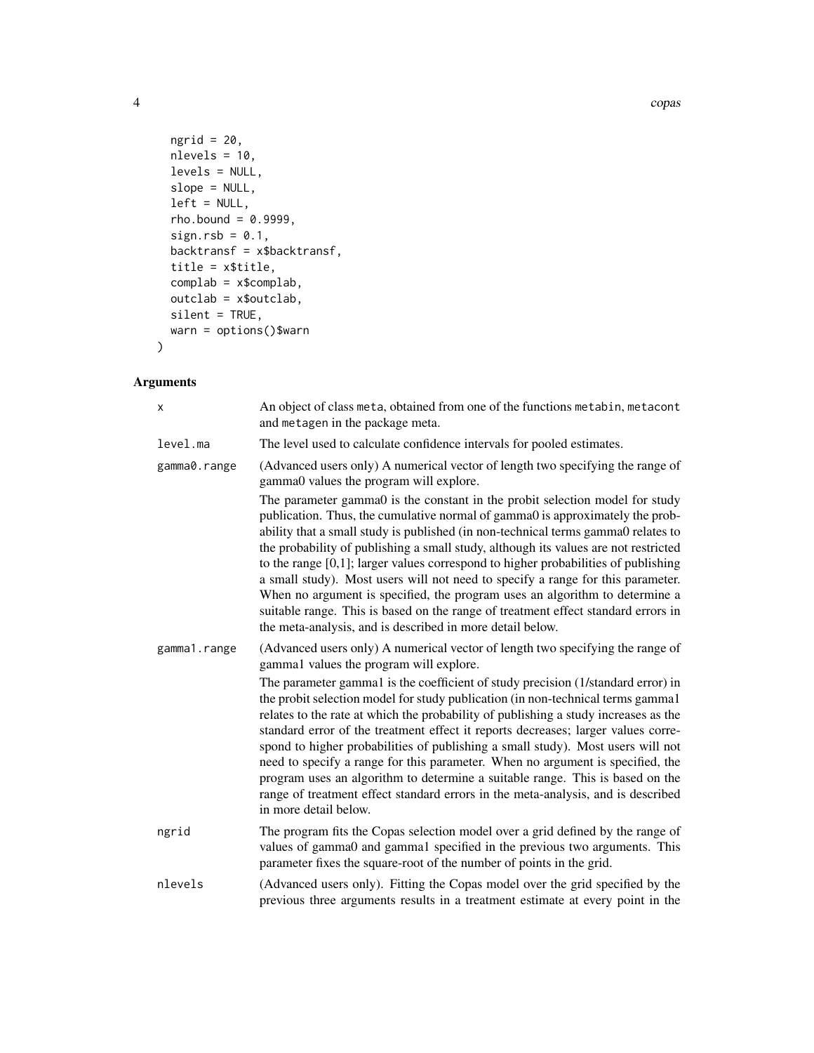```
  ngrid = 20,
  nlevels = 10,
  levels = NULL,
  slope = NULL,
  left = NULL,
  rho.bound = 0.9999,
  sign.rsb = 0.1,
  backtransf = x$backtransf,
  title = x$title,
  complab = x$complab,
  outclab = x$outclab,
  silent = TRUE,
  warn = options()$warn
)
```

## Arguments

**x** An object of class meta, obtained from one of the functions metabin, metacont and metagen in the package meta.

**level.ma** The level used to calculate confidence intervals for pooled estimates.

**gamma0.range** (Advanced users only) A numerical vector of length two specifying the range of gamma0 values the program will explore.

The parameter gamma0 is the constant in the probit selection model for study publication. Thus, the cumulative normal of gamma0 is approximately the probability that a small study is published (in non-technical terms gamma0 relates to the probability of publishing a small study, although its values are not restricted to the range [0,1]; larger values correspond to higher probabilities of publishing a small study). Most users will not need to specify a range for this parameter. When no argument is specified, the program uses an algorithm to determine a suitable range. This is based on the range of treatment effect standard errors in the meta-analysis, and is described in more detail below.

**gamma1.range** (Advanced users only) A numerical vector of length two specifying the range of gamma1 values the program will explore.

The parameter gamma1 is the coefficient of study precision (1/standard error) in the probit selection model for study publication (in non-technical terms gamma1 relates to the rate at which the probability of publishing a study increases as the standard error of the treatment effect it reports decreases; larger values correspond to higher probabilities of publishing a small study). Most users will not need to specify a range for this parameter. When no argument is specified, the program uses an algorithm to determine a suitable range. This is based on the range of treatment effect standard errors in the meta-analysis, and is described in more detail below.

**ngrid** The program fits the Copas selection model over a grid defined by the range of values of gamma0 and gamma1 specified in the previous two arguments. This parameter fixes the square-root of the number of points in the grid.

**nlevels** (Advanced users only). Fitting the Copas model over the grid specified by the previous three arguments results in a treatment estimate at every point in the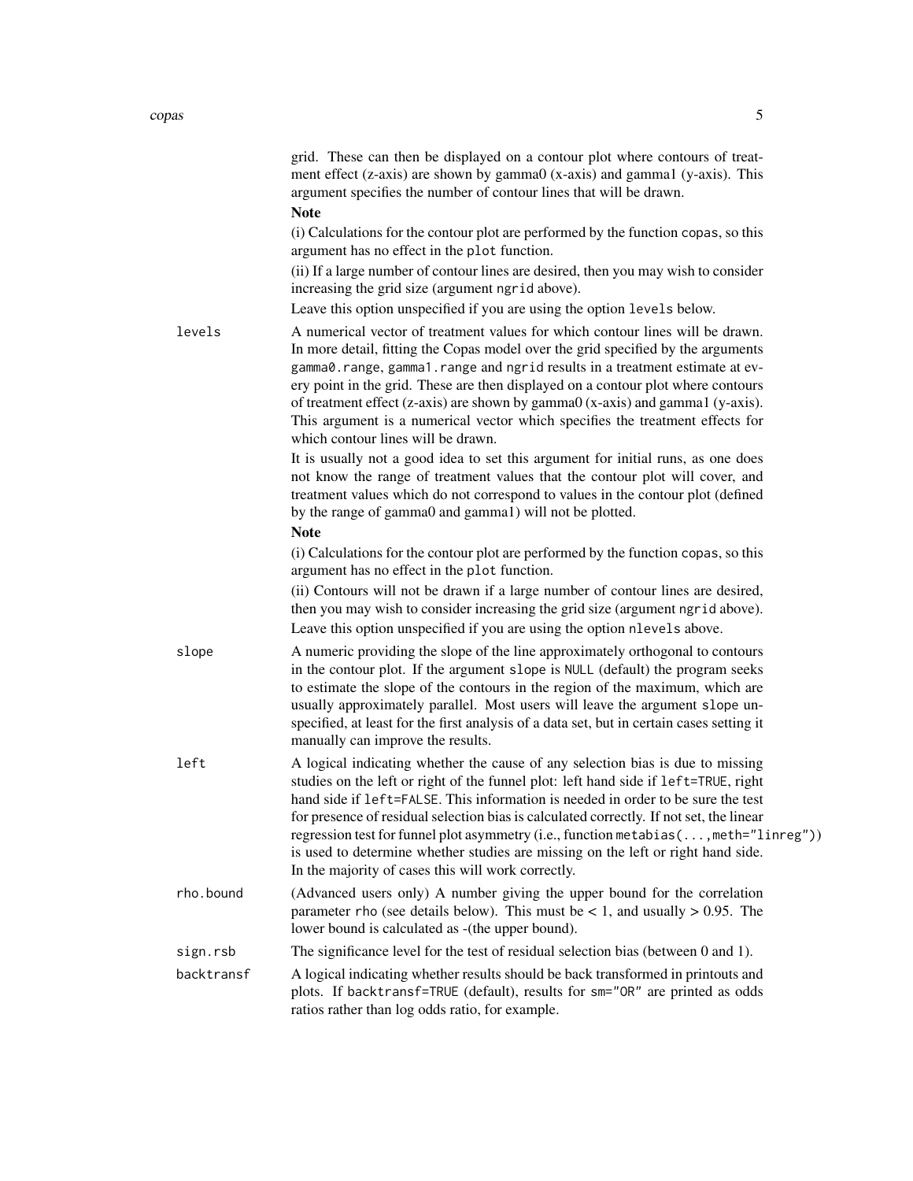grid. These can then be displayed on a contour plot where contours of treatment effect (z-axis) are shown by gamma0 (x-axis) and gamma1 (y-axis). This argument specifies the number of contour lines that will be drawn.

**Note**

(i) Calculations for the contour plot are performed by the function `copas`, so this argument has no effect in the `plot` function.

(ii) If a large number of contour lines are desired, then you may wish to consider increasing the grid size (argument `ngrid` above).

Leave this option unspecified if you are using the option `levels` below.

`levels` A numerical vector of treatment values for which contour lines will be drawn. In more detail, fitting the Copas model over the grid specified by the arguments `gamma0.range`, `gamma1.range` and `ngrid` results in a treatment estimate at every point in the grid. These are then displayed on a contour plot where contours of treatment effect (z-axis) are shown by gamma0 (x-axis) and gamma1 (y-axis). This argument is a numerical vector which specifies the treatment effects for which contour lines will be drawn.

It is usually not a good idea to set this argument for initial runs, as one does not know the range of treatment values that the contour plot will cover, and treatment values which do not correspond to values in the contour plot (defined by the range of gamma0 and gamma1) will not be plotted.

**Note**

(i) Calculations for the contour plot are performed by the function `copas`, so this argument has no effect in the `plot` function.

(ii) Contours will not be drawn if a large number of contour lines are desired, then you may wish to consider increasing the grid size (argument `ngrid` above).

Leave this option unspecified if you are using the option `nlevels` above.

`slope` A numeric providing the slope of the line approximately orthogonal to contours in the contour plot. If the argument `slope` is `NULL` (default) the program seeks to estimate the slope of the contours in the region of the maximum, which are usually approximately parallel. Most users will leave the argument `slope` unspecified, at least for the first analysis of a data set, but in certain cases setting it manually can improve the results.

`left` A logical indicating whether the cause of any selection bias is due to missing studies on the left or right of the funnel plot: left hand side if `left=TRUE`, right hand side if `left=FALSE`. This information is needed in order to be sure the test for presence of residual selection bias is calculated correctly. If not set, the linear regression test for funnel plot asymmetry (i.e., function `metabias(...,meth="linreg")`) is used to determine whether studies are missing on the left or right hand side. In the majority of cases this will work correctly.

`rho.bound` (Advanced users only) A number giving the upper bound for the correlation parameter rho (see details below). This must be < 1, and usually > 0.95. The lower bound is calculated as -(the upper bound).

`sign.rsb` The significance level for the test of residual selection bias (between 0 and 1).

`backtransf` A logical indicating whether results should be back transformed in printouts and plots. If `backtransf=TRUE` (default), results for `sm="OR"` are printed as odds ratios rather than log odds ratio, for example.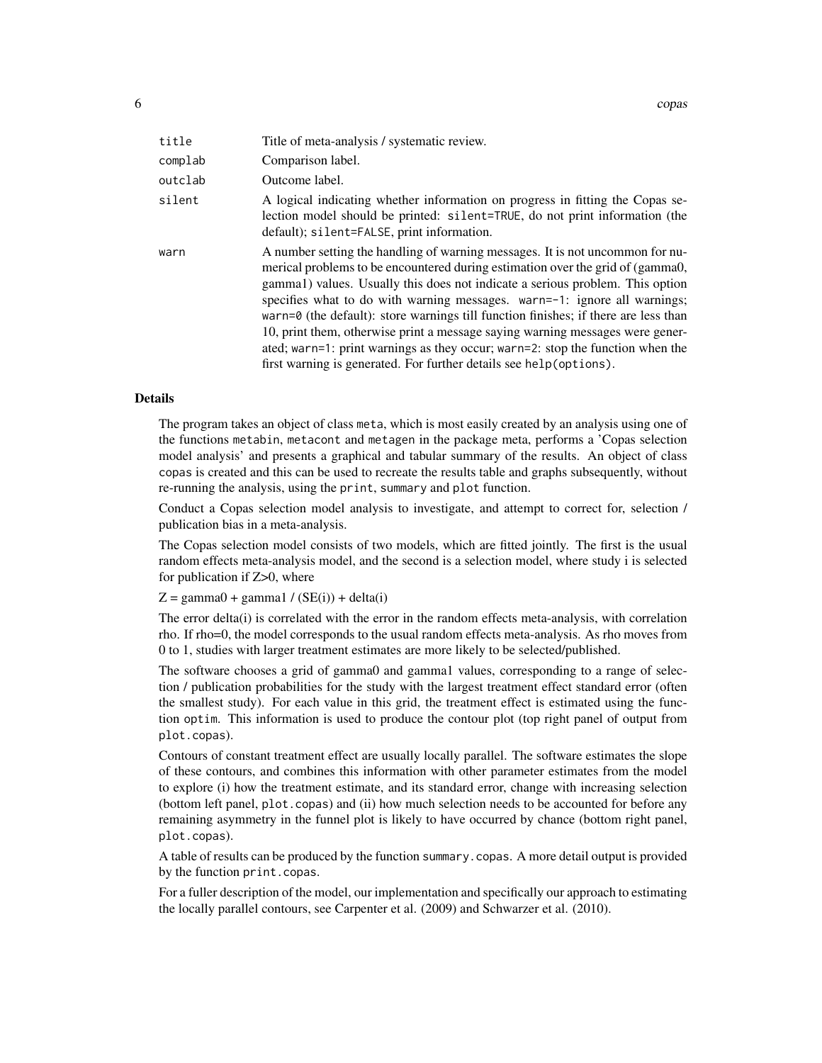| | |
|---|---|
| `title` | Title of meta-analysis / systematic review. |
| `complab` | Comparison label. |
| `outclab` | Outcome label. |
| `silent` | A logical indicating whether information on progress in fitting the Copas selection model should be printed: `silent=TRUE`, do not print information (the default); `silent=FALSE`, print information. |
| `warn` | A number setting the handling of warning messages. It is not uncommon for numerical problems to be encountered during estimation over the grid of (gamma0, gamma1) values. Usually this does not indicate a serious problem. This option specifies what to do with warning messages. `warn=-1`: ignore all warnings; `warn=0` (the default): store warnings till function finishes; if there are less than 10, print them, otherwise print a message saying warning messages were generated; `warn=1`: print warnings as they occur; `warn=2`: stop the function when the first warning is generated. For further details see `help(options)`. |

## Details

The program takes an object of class `meta`, which is most easily created by an analysis using one of the functions `metabin`, `metacont` and `metagen` in the package meta, performs a 'Copas selection model analysis' and presents a graphical and tabular summary of the results. An object of class `copas` is created and this can be used to recreate the results table and graphs subsequently, without re-running the analysis, using the `print`, `summary` and `plot` function.

Conduct a Copas selection model analysis to investigate, and attempt to correct for, selection / publication bias in a meta-analysis.

The Copas selection model consists of two models, which are fitted jointly. The first is the usual random effects meta-analysis model, and the second is a selection model, where study i is selected for publication if Z>0, where

Z = gamma0 + gamma1 / (SE(i)) + delta(i)

The error delta(i) is correlated with the error in the random effects meta-analysis, with correlation rho. If rho=0, the model corresponds to the usual random effects meta-analysis. As rho moves from 0 to 1, studies with larger treatment estimates are more likely to be selected/published.

The software chooses a grid of gamma0 and gamma1 values, corresponding to a range of selection / publication probabilities for the study with the largest treatment effect standard error (often the smallest study). For each value in this grid, the treatment effect is estimated using the function `optim`. This information is used to produce the contour plot (top right panel of output from `plot.copas`).

Contours of constant treatment effect are usually locally parallel. The software estimates the slope of these contours, and combines this information with other parameter estimates from the model to explore (i) how the treatment estimate, and its standard error, change with increasing selection (bottom left panel, `plot.copas`) and (ii) how much selection needs to be accounted for before any remaining asymmetry in the funnel plot is likely to have occurred by chance (bottom right panel, `plot.copas`).

A table of results can be produced by the function `summary.copas`. A more detail output is provided by the function `print.copas`.

For a fuller description of the model, our implementation and specifically our approach to estimating the locally parallel contours, see Carpenter et al. (2009) and Schwarzer et al. (2010).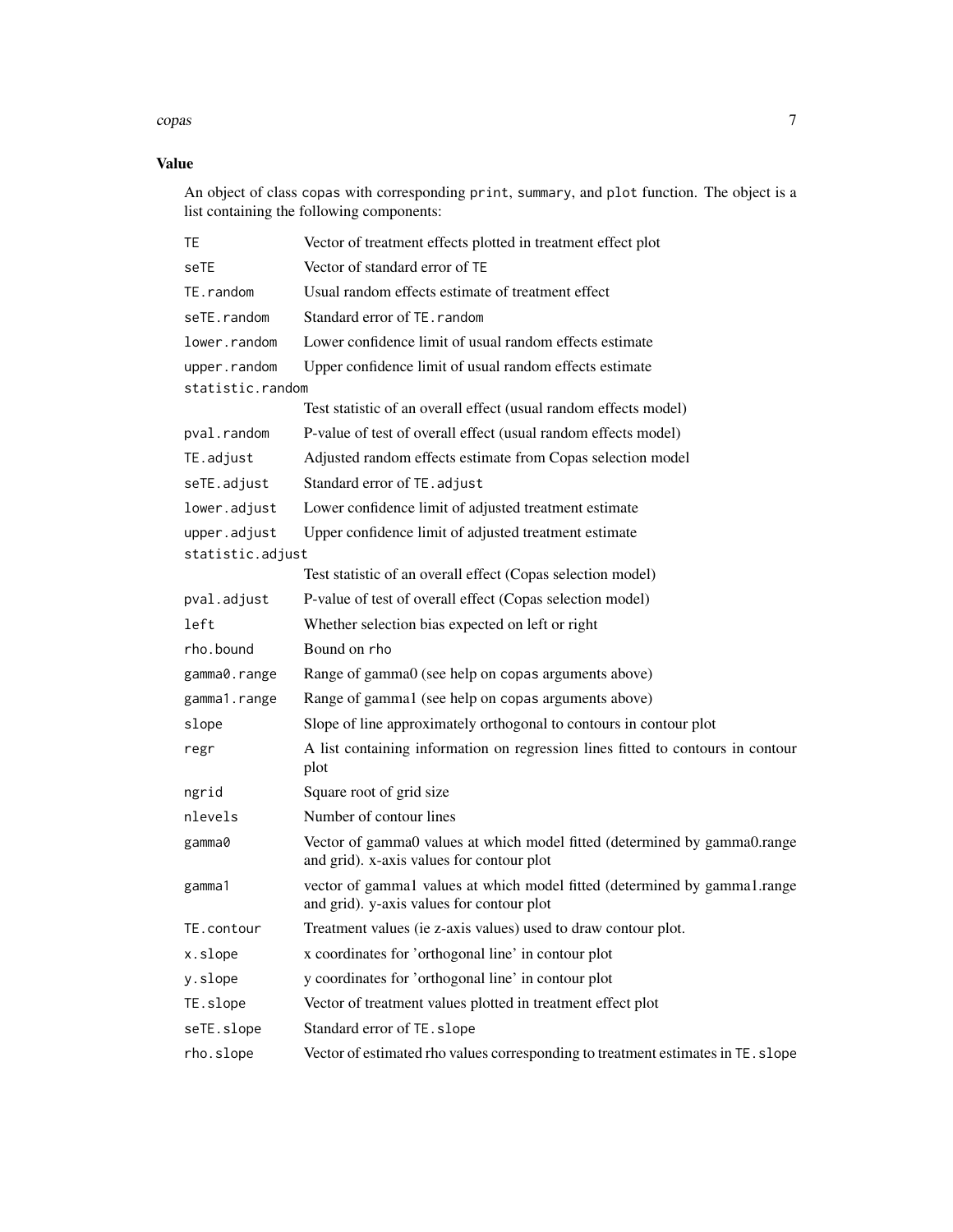## Value

An object of class copas with corresponding print, summary, and plot function. The object is a list containing the following components:

| Component | Description |
|---|---|
| TE | Vector of treatment effects plotted in treatment effect plot |
| seTE | Vector of standard error of TE |
| TE.random | Usual random effects estimate of treatment effect |
| seTE.random | Standard error of TE.random |
| lower.random | Lower confidence limit of usual random effects estimate |
| upper.random | Upper confidence limit of usual random effects estimate |
| statistic.random | Test statistic of an overall effect (usual random effects model) |
| pval.random | P-value of test of overall effect (usual random effects model) |
| TE.adjust | Adjusted random effects estimate from Copas selection model |
| seTE.adjust | Standard error of TE.adjust |
| lower.adjust | Lower confidence limit of adjusted treatment estimate |
| upper.adjust | Upper confidence limit of adjusted treatment estimate |
| statistic.adjust | Test statistic of an overall effect (Copas selection model) |
| pval.adjust | P-value of test of overall effect (Copas selection model) |
| left | Whether selection bias expected on left or right |
| rho.bound | Bound on rho |
| gamma0.range | Range of gamma0 (see help on copas arguments above) |
| gamma1.range | Range of gamma1 (see help on copas arguments above) |
| slope | Slope of line approximately orthogonal to contours in contour plot |
| regr | A list containing information on regression lines fitted to contours in contour plot |
| ngrid | Square root of grid size |
| nlevels | Number of contour lines |
| gamma0 | Vector of gamma0 values at which model fitted (determined by gamma0.range and grid). x-axis values for contour plot |
| gamma1 | vector of gamma1 values at which model fitted (determined by gamma1.range and grid). y-axis values for contour plot |
| TE.contour | Treatment values (ie z-axis values) used to draw contour plot. |
| x.slope | x coordinates for 'orthogonal line' in contour plot |
| y.slope | y coordinates for 'orthogonal line' in contour plot |
| TE.slope | Vector of treatment values plotted in treatment effect plot |
| seTE.slope | Standard error of TE.slope |
| rho.slope | Vector of estimated rho values corresponding to treatment estimates in TE.slope |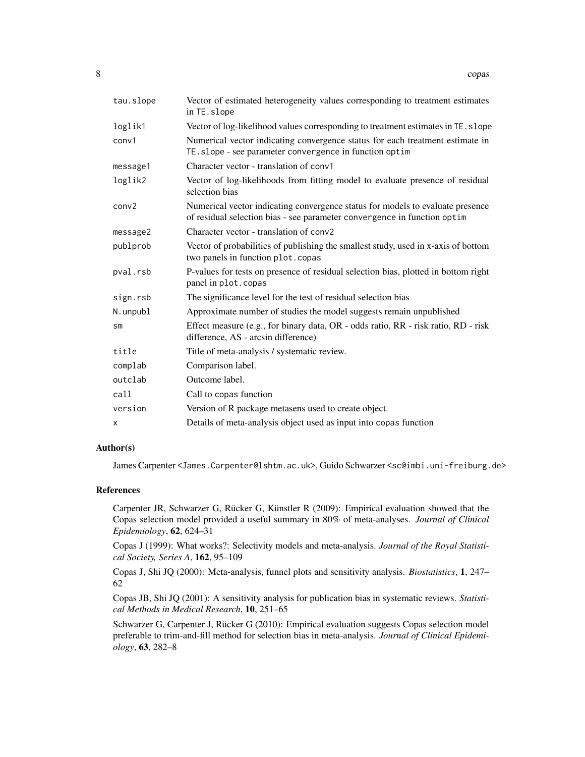| | |
|---|---|
| tau.slope | Vector of estimated heterogeneity values corresponding to treatment estimates in TE.slope |
| loglik1 | Vector of log-likelihood values corresponding to treatment estimates in TE.slope |
| conv1 | Numerical vector indicating convergence status for each treatment estimate in TE.slope - see parameter convergence in function optim |
| message1 | Character vector - translation of conv1 |
| loglik2 | Vector of log-likelihoods from fitting model to evaluate presence of residual selection bias |
| conv2 | Numerical vector indicating convergence status for models to evaluate presence of residual selection bias - see parameter convergence in function optim |
| message2 | Character vector - translation of conv2 |
| publprob | Vector of probabilities of publishing the smallest study, used in x-axis of bottom two panels in function plot.copas |
| pval.rsb | P-values for tests on presence of residual selection bias, plotted in bottom right panel in plot.copas |
| sign.rsb | The significance level for the test of residual selection bias |
| N.unpubl | Approximate number of studies the model suggests remain unpublished |
| sm | Effect measure (e.g., for binary data, OR - odds ratio, RR - risk ratio, RD - risk difference, AS - arcsin difference) |
| title | Title of meta-analysis / systematic review. |
| complab | Comparison label. |
| outclab | Outcome label. |
| call | Call to copas function |
| version | Version of R package metasens used to create object. |
| x | Details of meta-analysis object used as input into copas function |

## Author(s)

James Carpenter <James.Carpenter@lshtm.ac.uk>, Guido Schwarzer <sc@imbi.uni-freiburg.de>

## References

Carpenter JR, Schwarzer G, Rücker G, Künstler R (2009): Empirical evaluation showed that the Copas selection model provided a useful summary in 80% of meta-analyses. *Journal of Clinical Epidemiology*, **62**, 624–31

Copas J (1999): What works?: Selectivity models and meta-analysis. *Journal of the Royal Statistical Society, Series A*, **162**, 95–109

Copas J, Shi JQ (2000): Meta-analysis, funnel plots and sensitivity analysis. *Biostatistics*, **1**, 247–62

Copas JB, Shi JQ (2001): A sensitivity analysis for publication bias in systematic reviews. *Statistical Methods in Medical Research*, **10**, 251–65

Schwarzer G, Carpenter J, Rücker G (2010): Empirical evaluation suggests Copas selection model preferable to trim-and-fill method for selection bias in meta-analysis. *Journal of Clinical Epidemiology*, **63**, 282–8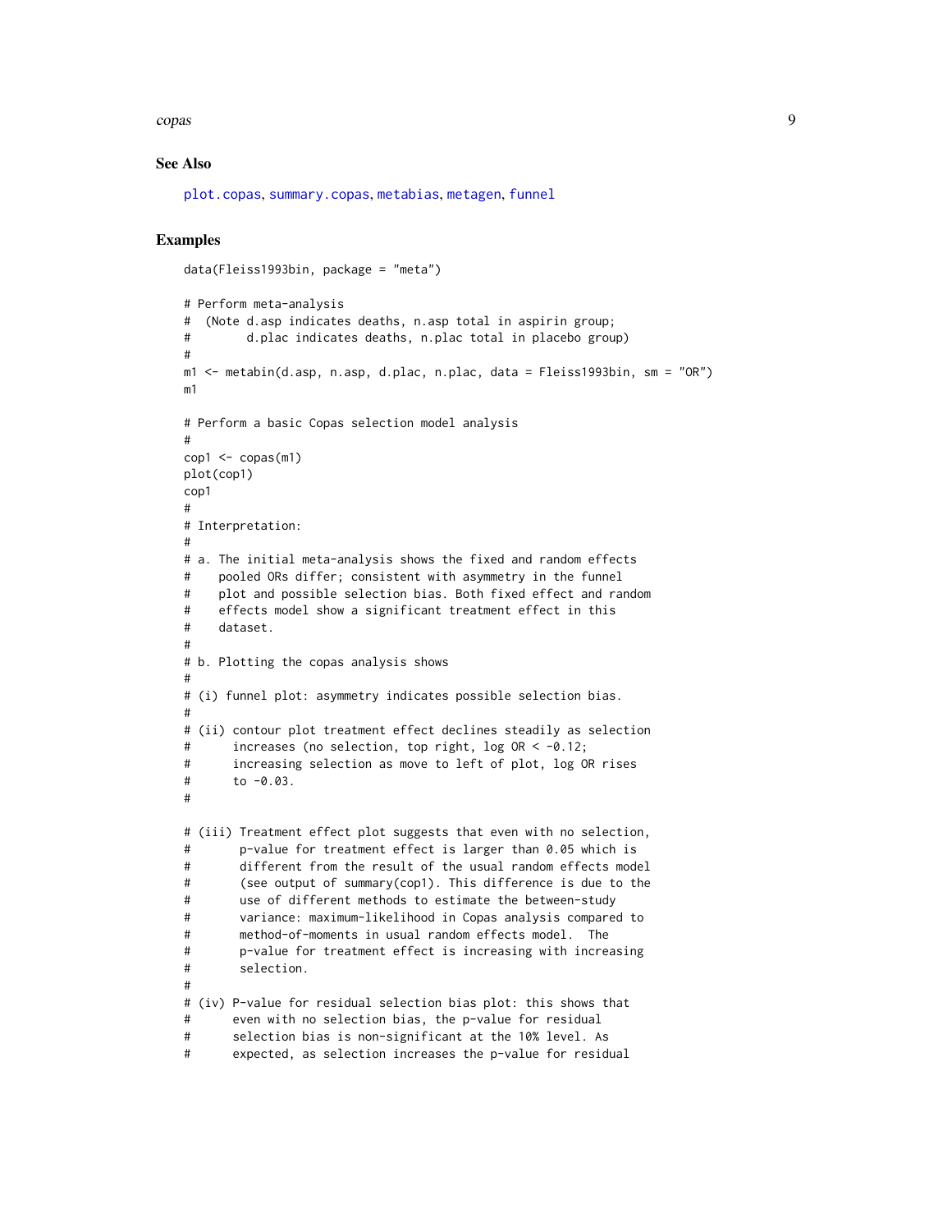### See Also

plot.copas, summary.copas, metabias, metagen, funnel

### Examples

```
data(Fleiss1993bin, package = "meta")

# Perform meta-analysis
#  (Note d.asp indicates deaths, n.asp total in aspirin group;
#        d.plac indicates deaths, n.plac total in placebo group)
#
m1 <- metabin(d.asp, n.asp, d.plac, n.plac, data = Fleiss1993bin, sm = "OR")
m1

# Perform a basic Copas selection model analysis
#
cop1 <- copas(m1)
plot(cop1)
cop1
#
# Interpretation:
#
# a. The initial meta-analysis shows the fixed and random effects
#    pooled ORs differ; consistent with asymmetry in the funnel
#    plot and possible selection bias. Both fixed effect and random
#    effects model show a significant treatment effect in this
#    dataset.
#
# b. Plotting the copas analysis shows
#
# (i) funnel plot: asymmetry indicates possible selection bias.
#
# (ii) contour plot treatment effect declines steadily as selection
#      increases (no selection, top right, log OR < -0.12;
#      increasing selection as move to left of plot, log OR rises
#      to -0.03.
#

# (iii) Treatment effect plot suggests that even with no selection,
#       p-value for treatment effect is larger than 0.05 which is
#       different from the result of the usual random effects model
#       (see output of summary(cop1). This difference is due to the
#       use of different methods to estimate the between-study
#       variance: maximum-likelihood in Copas analysis compared to
#       method-of-moments in usual random effects model.  The
#       p-value for treatment effect is increasing with increasing
#       selection.
#
# (iv) P-value for residual selection bias plot: this shows that
#      even with no selection bias, the p-value for residual
#      selection bias is non-significant at the 10% level. As
#      expected, as selection increases the p-value for residual
```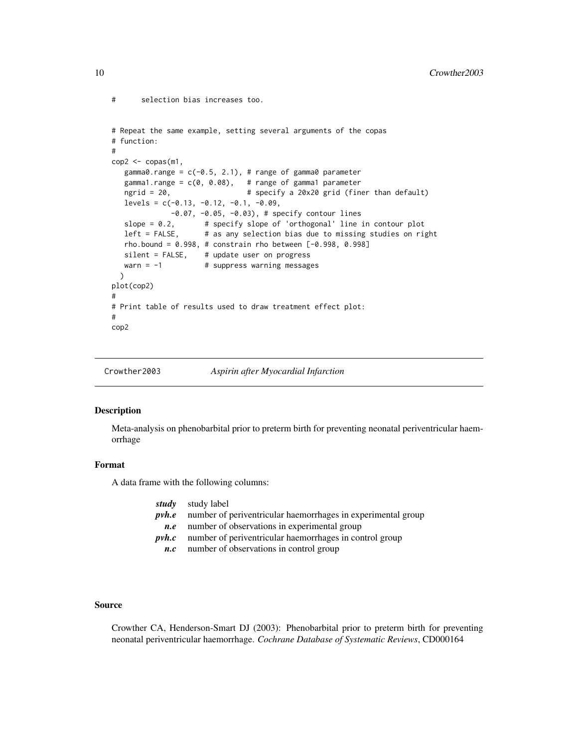```
#      selection bias increases too.


# Repeat the same example, setting several arguments of the copas
# function:
#
cop2 <- copas(m1,
   gamma0.range = c(-0.5, 2.1), # range of gamma0 parameter
   gamma1.range = c(0, 0.08),   # range of gamma1 parameter
   ngrid = 20,                  # specify a 20x20 grid (finer than default)
   levels = c(-0.13, -0.12, -0.1, -0.09,
              -0.07, -0.05, -0.03), # specify contour lines
   slope = 0.2,       # specify slope of 'orthogonal' line in contour plot
   left = FALSE,      # as any selection bias due to missing studies on right
   rho.bound = 0.998, # constrain rho between [-0.998, 0.998]
   silent = FALSE,    # update user on progress
   warn = -1          # suppress warning messages
  )
plot(cop2)
#
# Print table of results used to draw treatment effect plot:
#
cop2
```

## Crowther2003 *Aspirin after Myocardial Infarction*

### Description

Meta-analysis on phenobarbital prior to preterm birth for preventing neonatal periventricular haemorrhage

### Format

A data frame with the following columns:

| | |
|---|---|
| ***study*** | study label |
| ***pvh.e*** | number of periventricular haemorrhages in experimental group |
| ***n.e*** | number of observations in experimental group |
| ***pvh.c*** | number of periventricular haemorrhages in control group |
| ***n.c*** | number of observations in control group |

### Source

Crowther CA, Henderson-Smart DJ (2003): Phenobarbital prior to preterm birth for preventing neonatal periventricular haemorrhage. *Cochrane Database of Systematic Reviews*, CD000164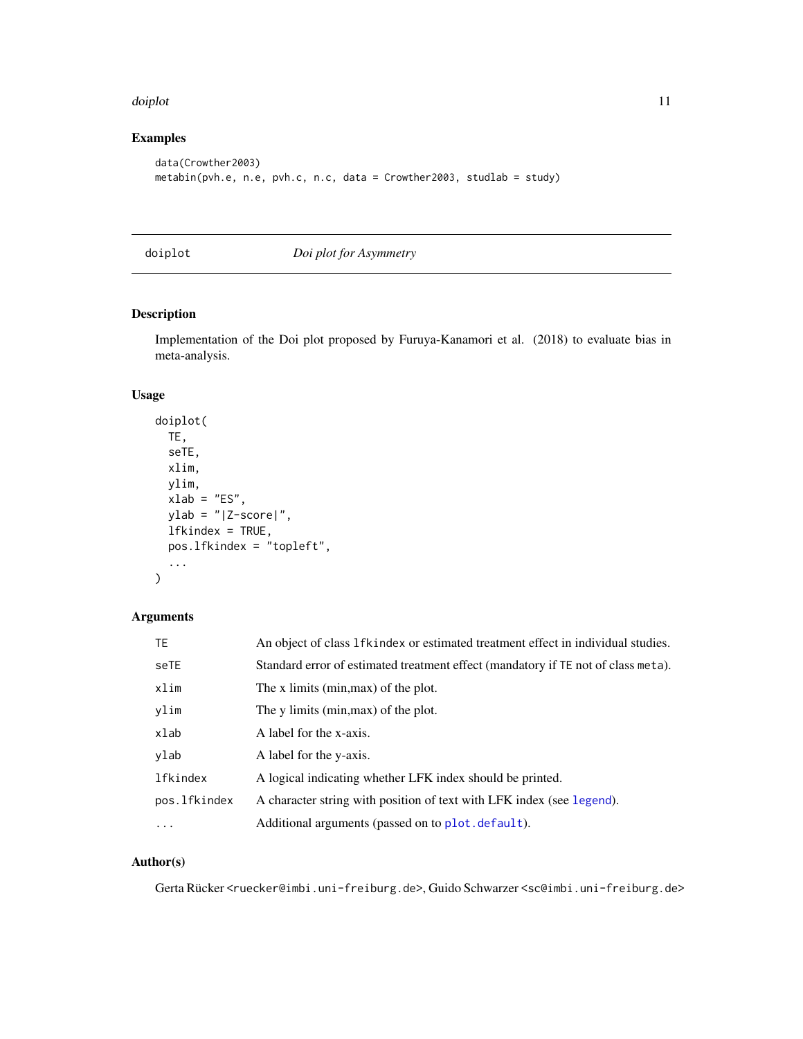## Examples

```
data(Crowther2003)
metabin(pvh.e, n.e, pvh.c, n.c, data = Crowther2003, studlab = study)
```

---

# doiplot — *Doi plot for Asymmetry*

## Description

Implementation of the Doi plot proposed by Furuya-Kanamori et al. (2018) to evaluate bias in meta-analysis.

## Usage

```
doiplot(
  TE,
  seTE,
  xlim,
  ylim,
  xlab = "ES",
  ylab = "|Z-score|",
  lfkindex = TRUE,
  pos.lfkindex = "topleft",
  ...
)
```

## Arguments

| | |
|---|---|
| `TE` | An object of class `lfkindex` or estimated treatment effect in individual studies. |
| `seTE` | Standard error of estimated treatment effect (mandatory if `TE` not of class `meta`). |
| `xlim` | The x limits (min,max) of the plot. |
| `ylim` | The y limits (min,max) of the plot. |
| `xlab` | A label for the x-axis. |
| `ylab` | A label for the y-axis. |
| `lfkindex` | A logical indicating whether LFK index should be printed. |
| `pos.lfkindex` | A character string with position of text with LFK index (see `legend`). |
| `...` | Additional arguments (passed on to `plot.default`). |

## Author(s)

Gerta Rücker <ruecker@imbi.uni-freiburg.de>, Guido Schwarzer <sc@imbi.uni-freiburg.de>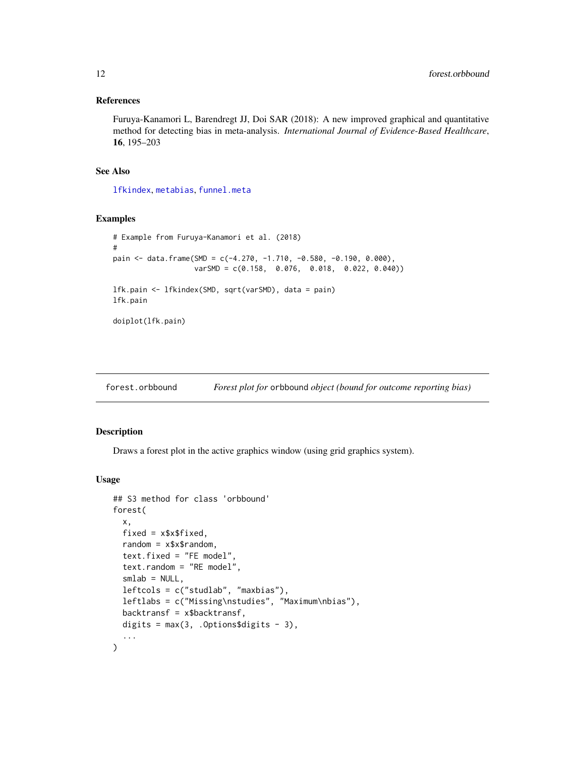### References

Furuya-Kanamori L, Barendregt JJ, Doi SAR (2018): A new improved graphical and quantitative method for detecting bias in meta-analysis. *International Journal of Evidence-Based Healthcare*, **16**, 195–203

### See Also

lfkindex, metabias, funnel.meta

### Examples

```
# Example from Furuya-Kanamori et al. (2018)
#
pain <- data.frame(SMD = c(-4.270, -1.710, -0.580, -0.190, 0.000),
                   varSMD = c(0.158,  0.076,  0.018,  0.022, 0.040))

lfk.pain <- lfkindex(SMD, sqrt(varSMD), data = pain)
lfk.pain

doiplot(lfk.pain)
```

---

## forest.orbbound — *Forest plot for* orbbound *object (bound for outcome reporting bias)*

### Description

Draws a forest plot in the active graphics window (using grid graphics system).

### Usage

```
## S3 method for class 'orbbound'
forest(
  x,
  fixed = x$x$fixed,
  random = x$x$random,
  text.fixed = "FE model",
  text.random = "RE model",
  smlab = NULL,
  leftcols = c("studlab", "maxbias"),
  leftlabs = c("Missing\nstudies", "Maximum\nbias"),
  backtransf = x$backtransf,
  digits = max(3, .Options$digits - 3),
  ...
)
```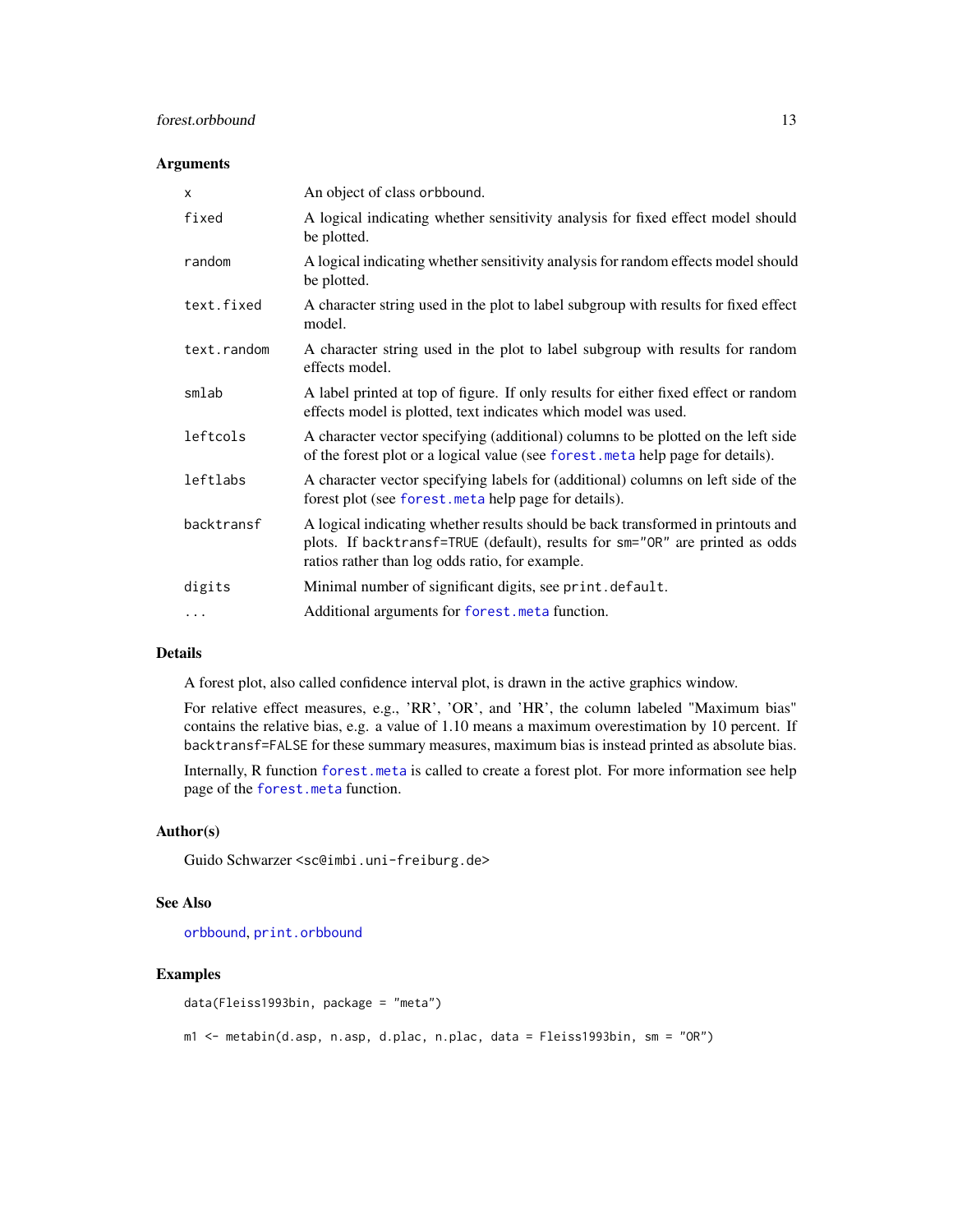## Arguments

| | |
|---|---|
| `x` | An object of class `orbbound`. |
| `fixed` | A logical indicating whether sensitivity analysis for fixed effect model should be plotted. |
| `random` | A logical indicating whether sensitivity analysis for random effects model should be plotted. |
| `text.fixed` | A character string used in the plot to label subgroup with results for fixed effect model. |
| `text.random` | A character string used in the plot to label subgroup with results for random effects model. |
| `smlab` | A label printed at top of figure. If only results for either fixed effect or random effects model is plotted, text indicates which model was used. |
| `leftcols` | A character vector specifying (additional) columns to be plotted on the left side of the forest plot or a logical value (see `forest.meta` help page for details). |
| `leftlabs` | A character vector specifying labels for (additional) columns on left side of the forest plot (see `forest.meta` help page for details). |
| `backtransf` | A logical indicating whether results should be back transformed in printouts and plots. If `backtransf=TRUE` (default), results for `sm="OR"` are printed as odds ratios rather than log odds ratio, for example. |
| `digits` | Minimal number of significant digits, see `print.default`. |
| `...` | Additional arguments for `forest.meta` function. |

## Details

A forest plot, also called confidence interval plot, is drawn in the active graphics window.

For relative effect measures, e.g., 'RR', 'OR', and 'HR', the column labeled "Maximum bias" contains the relative bias, e.g. a value of 1.10 means a maximum overestimation by 10 percent. If `backtransf=FALSE` for these summary measures, maximum bias is instead printed as absolute bias.

Internally, R function `forest.meta` is called to create a forest plot. For more information see help page of the `forest.meta` function.

## Author(s)

Guido Schwarzer <sc@imbi.uni-freiburg.de>

## See Also

`orbbound`, `print.orbbound`

## Examples

```
data(Fleiss1993bin, package = "meta")

m1 <- metabin(d.asp, n.asp, d.plac, n.plac, data = Fleiss1993bin, sm = "OR")
```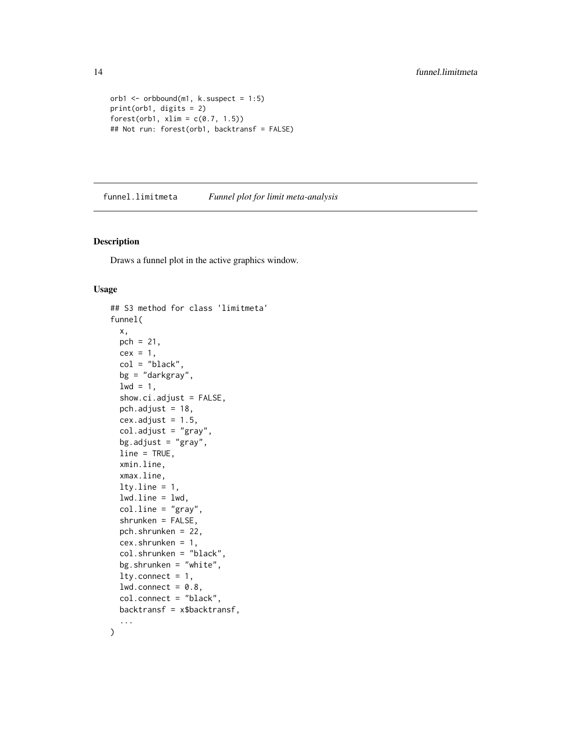```
orb1 <- orbbound(m1, k.suspect = 1:5)
print(orb1, digits = 2)
forest(orb1, xlim = c(0.7, 1.5))
## Not run: forest(orb1, backtransf = FALSE)
```

## funnel.limitmeta — *Funnel plot for limit meta-analysis*

### Description

Draws a funnel plot in the active graphics window.

### Usage

```
## S3 method for class 'limitmeta'
funnel(
  x,
  pch = 21,
  cex = 1,
  col = "black",
  bg = "darkgray",
  lwd = 1,
  show.ci.adjust = FALSE,
  pch.adjust = 18,
  cex.adjust = 1.5,
  col.adjust = "gray",
  bg.adjust = "gray",
  line = TRUE,
  xmin.line,
  xmax.line,
  lty.line = 1,
  lwd.line = lwd,
  col.line = "gray",
  shrunken = FALSE,
  pch.shrunken = 22,
  cex.shrunken = 1,
  col.shrunken = "black",
  bg.shrunken = "white",
  lty.connect = 1,
  lwd.connect = 0.8,
  col.connect = "black",
  backtransf = x$backtransf,
  ...
)
```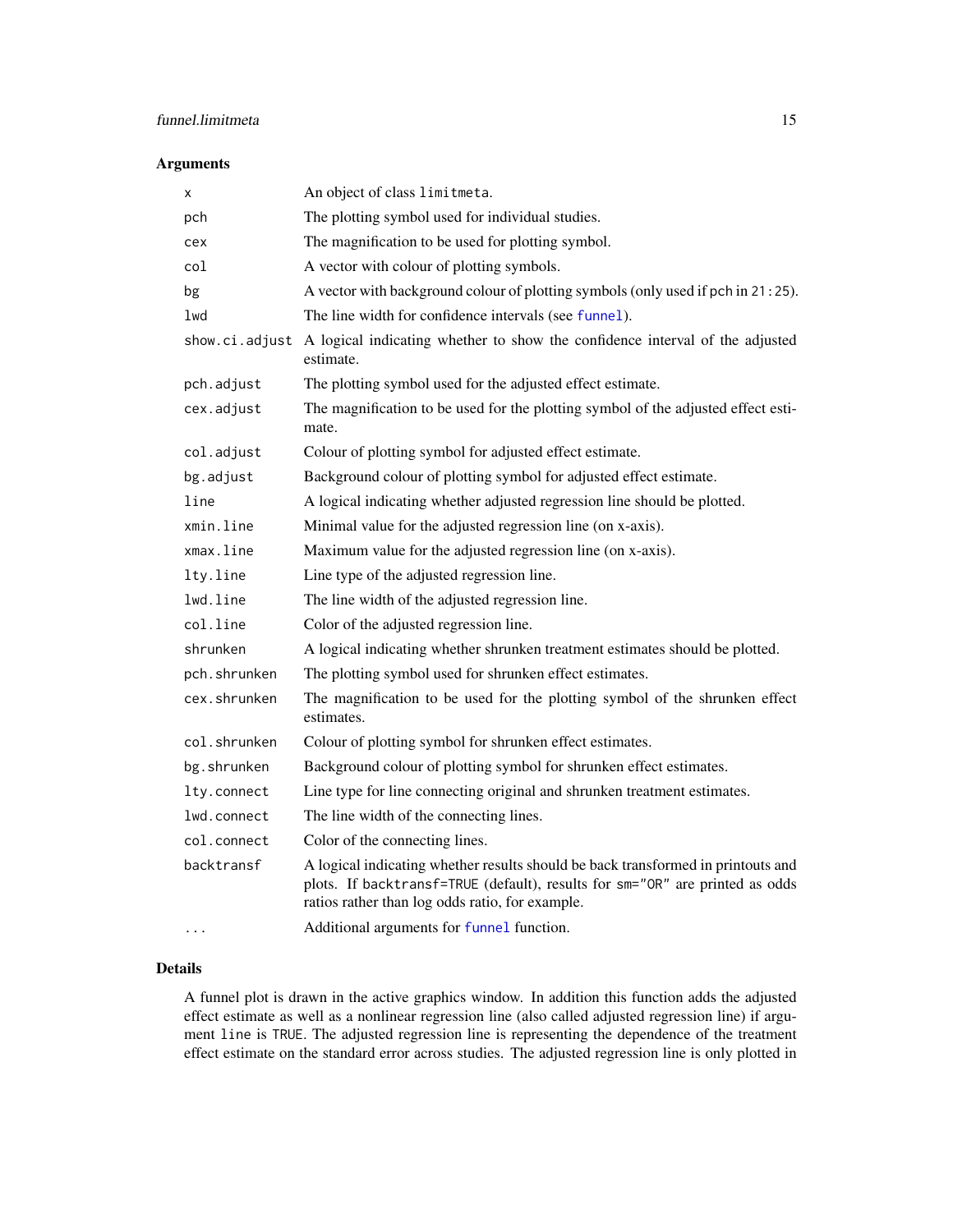## Arguments

| | |
|---|---|
| `x` | An object of class `limitmeta`. |
| `pch` | The plotting symbol used for individual studies. |
| `cex` | The magnification to be used for plotting symbol. |
| `col` | A vector with colour of plotting symbols. |
| `bg` | A vector with background colour of plotting symbols (only used if `pch` in `21:25`). |
| `lwd` | The line width for confidence intervals (see `funnel`). |
| `show.ci.adjust` | A logical indicating whether to show the confidence interval of the adjusted estimate. |
| `pch.adjust` | The plotting symbol used for the adjusted effect estimate. |
| `cex.adjust` | The magnification to be used for the plotting symbol of the adjusted effect estimate. |
| `col.adjust` | Colour of plotting symbol for adjusted effect estimate. |
| `bg.adjust` | Background colour of plotting symbol for adjusted effect estimate. |
| `line` | A logical indicating whether adjusted regression line should be plotted. |
| `xmin.line` | Minimal value for the adjusted regression line (on x-axis). |
| `xmax.line` | Maximum value for the adjusted regression line (on x-axis). |
| `lty.line` | Line type of the adjusted regression line. |
| `lwd.line` | The line width of the adjusted regression line. |
| `col.line` | Color of the adjusted regression line. |
| `shrunken` | A logical indicating whether shrunken treatment estimates should be plotted. |
| `pch.shrunken` | The plotting symbol used for shrunken effect estimates. |
| `cex.shrunken` | The magnification to be used for the plotting symbol of the shrunken effect estimates. |
| `col.shrunken` | Colour of plotting symbol for shrunken effect estimates. |
| `bg.shrunken` | Background colour of plotting symbol for shrunken effect estimates. |
| `lty.connect` | Line type for line connecting original and shrunken treatment estimates. |
| `lwd.connect` | The line width of the connecting lines. |
| `col.connect` | Color of the connecting lines. |
| `backtransf` | A logical indicating whether results should be back transformed in printouts and plots. If `backtransf=TRUE` (default), results for `sm="OR"` are printed as odds ratios rather than log odds ratio, for example. |
| `...` | Additional arguments for `funnel` function. |

## Details

A funnel plot is drawn in the active graphics window. In addition this function adds the adjusted effect estimate as well as a nonlinear regression line (also called adjusted regression line) if argument `line` is `TRUE`. The adjusted regression line is representing the dependence of the treatment effect estimate on the standard error across studies. The adjusted regression line is only plotted in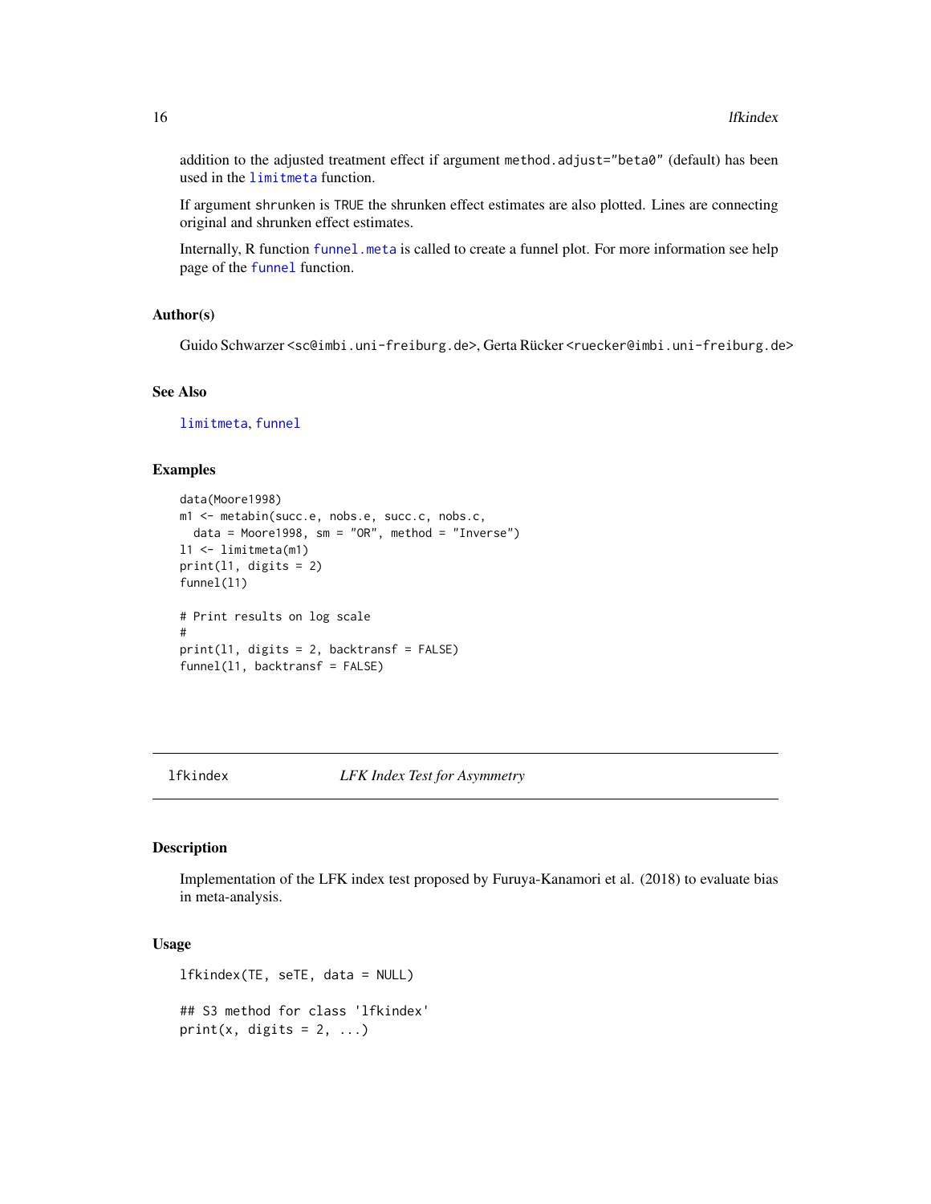addition to the adjusted treatment effect if argument method.adjust="beta0" (default) has been used in the limitmeta function.

If argument shrunken is TRUE the shrunken effect estimates are also plotted. Lines are connecting original and shrunken effect estimates.

Internally, R function funnel.meta is called to create a funnel plot. For more information see help page of the funnel function.

### Author(s)

Guido Schwarzer <sc@imbi.uni-freiburg.de>, Gerta Rücker <ruecker@imbi.uni-freiburg.de>

### See Also

limitmeta, funnel

### Examples

```
data(Moore1998)
m1 <- metabin(succ.e, nobs.e, succ.c, nobs.c,
  data = Moore1998, sm = "OR", method = "Inverse")
l1 <- limitmeta(m1)
print(l1, digits = 2)
funnel(l1)

# Print results on log scale
#
print(l1, digits = 2, backtransf = FALSE)
funnel(l1, backtransf = FALSE)
```

---

## lfkindex    *LFK Index Test for Asymmetry*

### Description

Implementation of the LFK index test proposed by Furuya-Kanamori et al. (2018) to evaluate bias in meta-analysis.

### Usage

```
lfkindex(TE, seTE, data = NULL)

## S3 method for class 'lfkindex'
print(x, digits = 2, ...)
```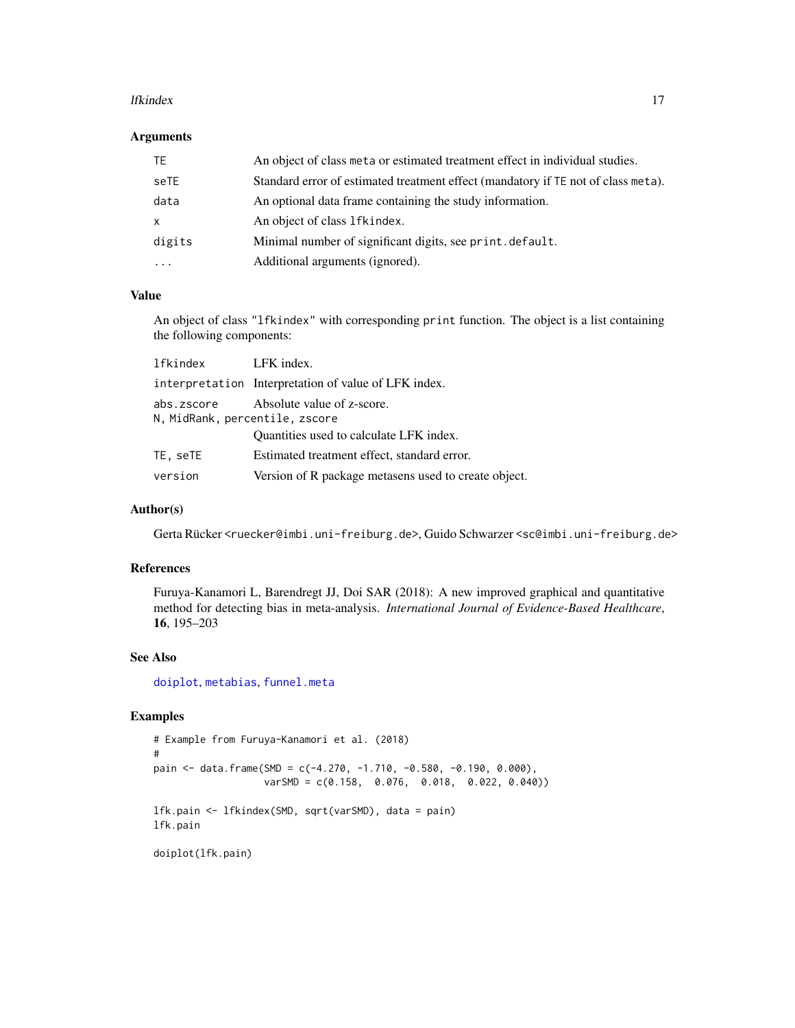### Arguments

| | |
|---|---|
| `TE` | An object of class `meta` or estimated treatment effect in individual studies. |
| `seTE` | Standard error of estimated treatment effect (mandatory if `TE` not of class `meta`). |
| `data` | An optional data frame containing the study information. |
| `x` | An object of class `lfkindex`. |
| `digits` | Minimal number of significant digits, see `print.default`. |
| `...` | Additional arguments (ignored). |

### Value

An object of class `"lfkindex"` with corresponding `print` function. The object is a list containing the following components:

| | |
|---|---|
| `lfkindex` | LFK index. |
| `interpretation` | Interpretation of value of LFK index. |
| `abs.zscore` | Absolute value of z-score. |
| `N, MidRank, percentile, zscore` | Quantities used to calculate LFK index. |
| `TE, seTE` | Estimated treatment effect, standard error. |
| `version` | Version of R package metasens used to create object. |

### Author(s)

Gerta Rücker <ruecker@imbi.uni-freiburg.de>, Guido Schwarzer <sc@imbi.uni-freiburg.de>

### References

Furuya-Kanamori L, Barendregt JJ, Doi SAR (2018): A new improved graphical and quantitative method for detecting bias in meta-analysis. *International Journal of Evidence-Based Healthcare*, **16**, 195–203

### See Also

`doiplot`, `metabias`, `funnel.meta`

### Examples

```
# Example from Furuya-Kanamori et al. (2018)
#
pain <- data.frame(SMD = c(-4.270, -1.710, -0.580, -0.190, 0.000),
                   varSMD = c(0.158,  0.076,  0.018,  0.022, 0.040))

lfk.pain <- lfkindex(SMD, sqrt(varSMD), data = pain)
lfk.pain

doiplot(lfk.pain)
```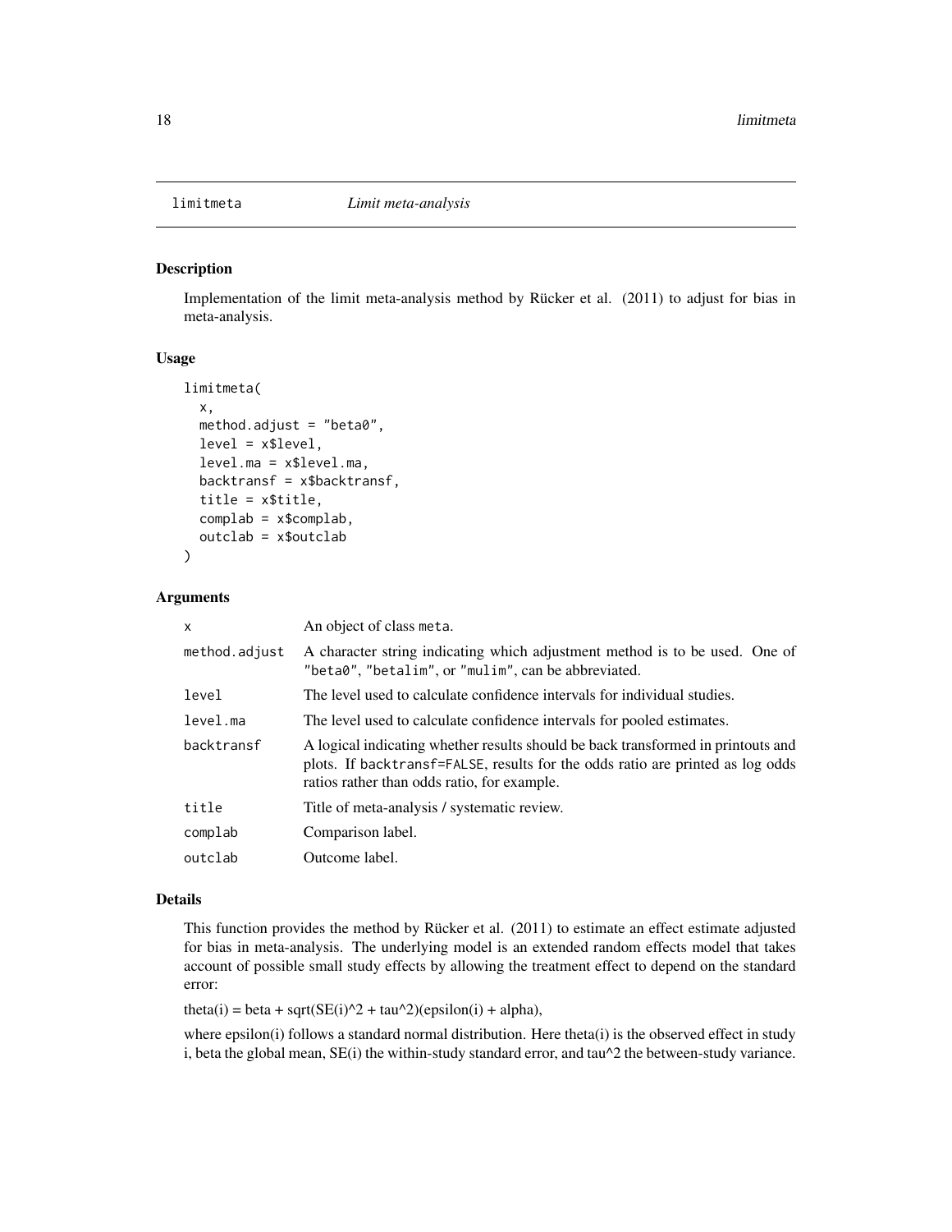# limitmeta *Limit meta-analysis*

## Description

Implementation of the limit meta-analysis method by Rücker et al. (2011) to adjust for bias in meta-analysis.

## Usage

```
limitmeta(
  x,
  method.adjust = "beta0",
  level = x$level,
  level.ma = x$level.ma,
  backtransf = x$backtransf,
  title = x$title,
  complab = x$complab,
  outclab = x$outclab
)
```

## Arguments

| | |
|---|---|
| x | An object of class meta. |
| method.adjust | A character string indicating which adjustment method is to be used. One of "beta0", "betalim", or "mulim", can be abbreviated. |
| level | The level used to calculate confidence intervals for individual studies. |
| level.ma | The level used to calculate confidence intervals for pooled estimates. |
| backtransf | A logical indicating whether results should be back transformed in printouts and plots. If backtransf=FALSE, results for the odds ratio are printed as log odds ratios rather than odds ratio, for example. |
| title | Title of meta-analysis / systematic review. |
| complab | Comparison label. |
| outclab | Outcome label. |

## Details

This function provides the method by Rücker et al. (2011) to estimate an effect estimate adjusted for bias in meta-analysis. The underlying model is an extended random effects model that takes account of possible small study effects by allowing the treatment effect to depend on the standard error:

theta(i) = beta + sqrt(SE(i)^2 + tau^2)(epsilon(i) + alpha),

where epsilon(i) follows a standard normal distribution. Here theta(i) is the observed effect in study i, beta the global mean, SE(i) the within-study standard error, and tau^2 the between-study variance.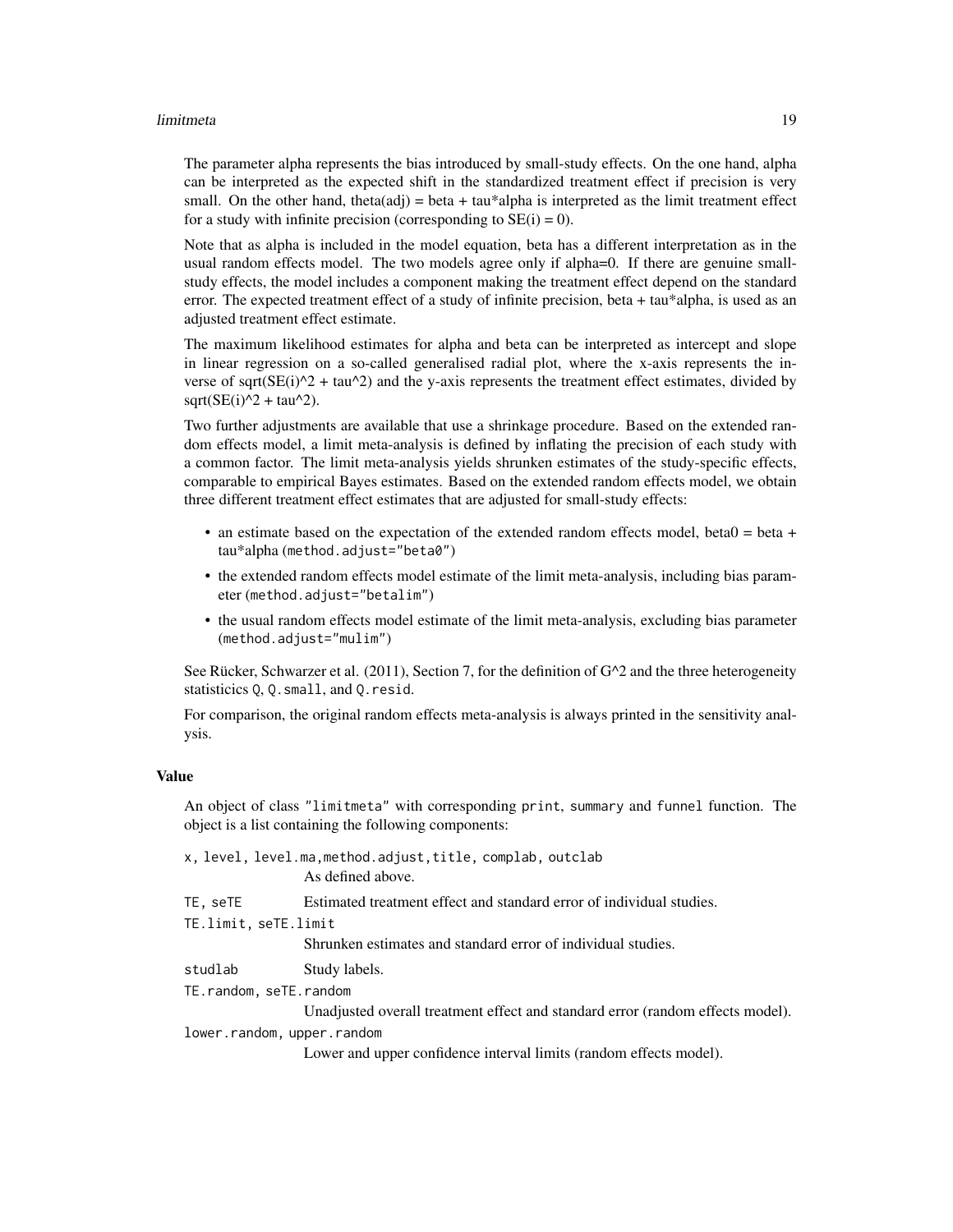The parameter alpha represents the bias introduced by small-study effects. On the one hand, alpha can be interpreted as the expected shift in the standardized treatment effect if precision is very small. On the other hand, theta(adj) = beta + tau*alpha is interpreted as the limit treatment effect for a study with infinite precision (corresponding to SE(i) = 0).

Note that as alpha is included in the model equation, beta has a different interpretation as in the usual random effects model. The two models agree only if alpha=0. If there are genuine small-study effects, the model includes a component making the treatment effect depend on the standard error. The expected treatment effect of a study of infinite precision, beta + tau*alpha, is used as an adjusted treatment effect estimate.

The maximum likelihood estimates for alpha and beta can be interpreted as intercept and slope in linear regression on a so-called generalised radial plot, where the x-axis represents the inverse of sqrt(SE(i)^2 + tau^2) and the y-axis represents the treatment effect estimates, divided by sqrt(SE(i)^2 + tau^2).

Two further adjustments are available that use a shrinkage procedure. Based on the extended random effects model, a limit meta-analysis is defined by inflating the precision of each study with a common factor. The limit meta-analysis yields shrunken estimates of the study-specific effects, comparable to empirical Bayes estimates. Based on the extended random effects model, we obtain three different treatment effect estimates that are adjusted for small-study effects:

- an estimate based on the expectation of the extended random effects model, beta0 = beta + tau*alpha (`method.adjust="beta0"`)
- the extended random effects model estimate of the limit meta-analysis, including bias parameter (`method.adjust="betalim"`)
- the usual random effects model estimate of the limit meta-analysis, excluding bias parameter (`method.adjust="mulim"`)

See Rücker, Schwarzer et al. (2011), Section 7, for the definition of G^2 and the three heterogeneity statisticics `Q`, `Q.small`, and `Q.resid`.

For comparison, the original random effects meta-analysis is always printed in the sensitivity analysis.

### Value

An object of class `"limitmeta"` with corresponding `print`, `summary` and `funnel` function. The object is a list containing the following components:

`x, level, level.ma,method.adjust,title, complab, outclab`
: As defined above.

`TE, seTE`
: Estimated treatment effect and standard error of individual studies.

`TE.limit, seTE.limit`
: Shrunken estimates and standard error of individual studies.

`studlab`
: Study labels.

`TE.random, seTE.random`
: Unadjusted overall treatment effect and standard error (random effects model).

`lower.random, upper.random`
: Lower and upper confidence interval limits (random effects model).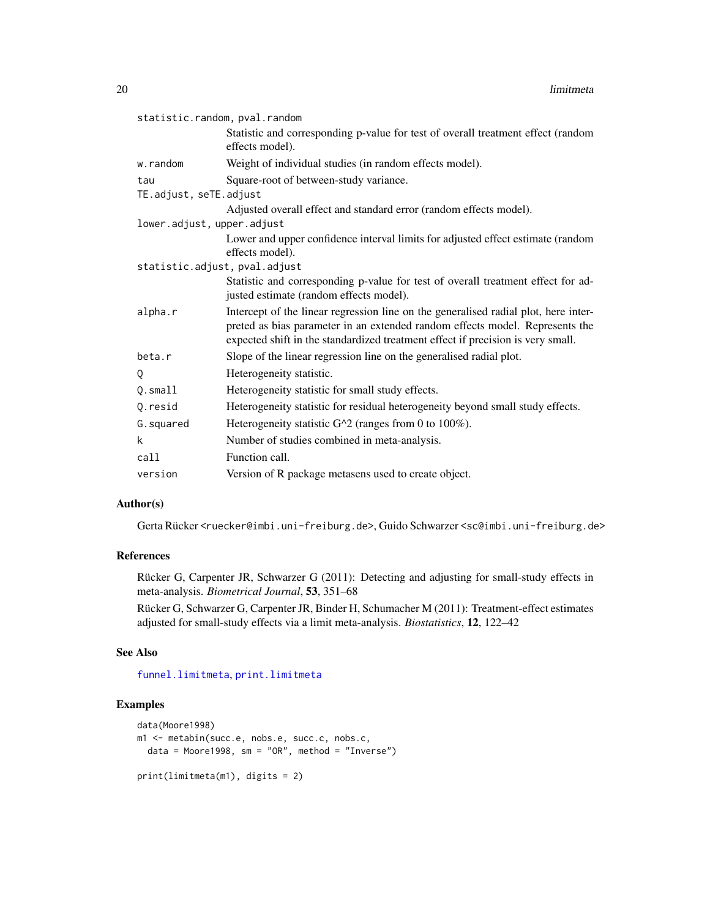| | |
|---|---|
| statistic.random, pval.random | Statistic and corresponding p-value for test of overall treatment effect (random effects model). |
| w.random | Weight of individual studies (in random effects model). |
| tau | Square-root of between-study variance. |
| TE.adjust, seTE.adjust | Adjusted overall effect and standard error (random effects model). |
| lower.adjust, upper.adjust | Lower and upper confidence interval limits for adjusted effect estimate (random effects model). |
| statistic.adjust, pval.adjust | Statistic and corresponding p-value for test of overall treatment effect for adjusted estimate (random effects model). |
| alpha.r | Intercept of the linear regression line on the generalised radial plot, here interpreted as bias parameter in an extended random effects model. Represents the expected shift in the standardized treatment effect if precision is very small. |
| beta.r | Slope of the linear regression line on the generalised radial plot. |
| Q | Heterogeneity statistic. |
| Q.small | Heterogeneity statistic for small study effects. |
| Q.resid | Heterogeneity statistic for residual heterogeneity beyond small study effects. |
| G.squared | Heterogeneity statistic G^2 (ranges from 0 to 100%). |
| k | Number of studies combined in meta-analysis. |
| call | Function call. |
| version | Version of R package metasens used to create object. |

### Author(s)

Gerta Rücker <ruecker@imbi.uni-freiburg.de>, Guido Schwarzer <sc@imbi.uni-freiburg.de>

### References

Rücker G, Carpenter JR, Schwarzer G (2011): Detecting and adjusting for small-study effects in meta-analysis. *Biometrical Journal*, **53**, 351–68

Rücker G, Schwarzer G, Carpenter JR, Binder H, Schumacher M (2011): Treatment-effect estimates adjusted for small-study effects via a limit meta-analysis. *Biostatistics*, **12**, 122–42

### See Also

funnel.limitmeta, print.limitmeta

### Examples

```
data(Moore1998)
m1 <- metabin(succ.e, nobs.e, succ.c, nobs.c,
  data = Moore1998, sm = "OR", method = "Inverse")

print(limitmeta(m1), digits = 2)
```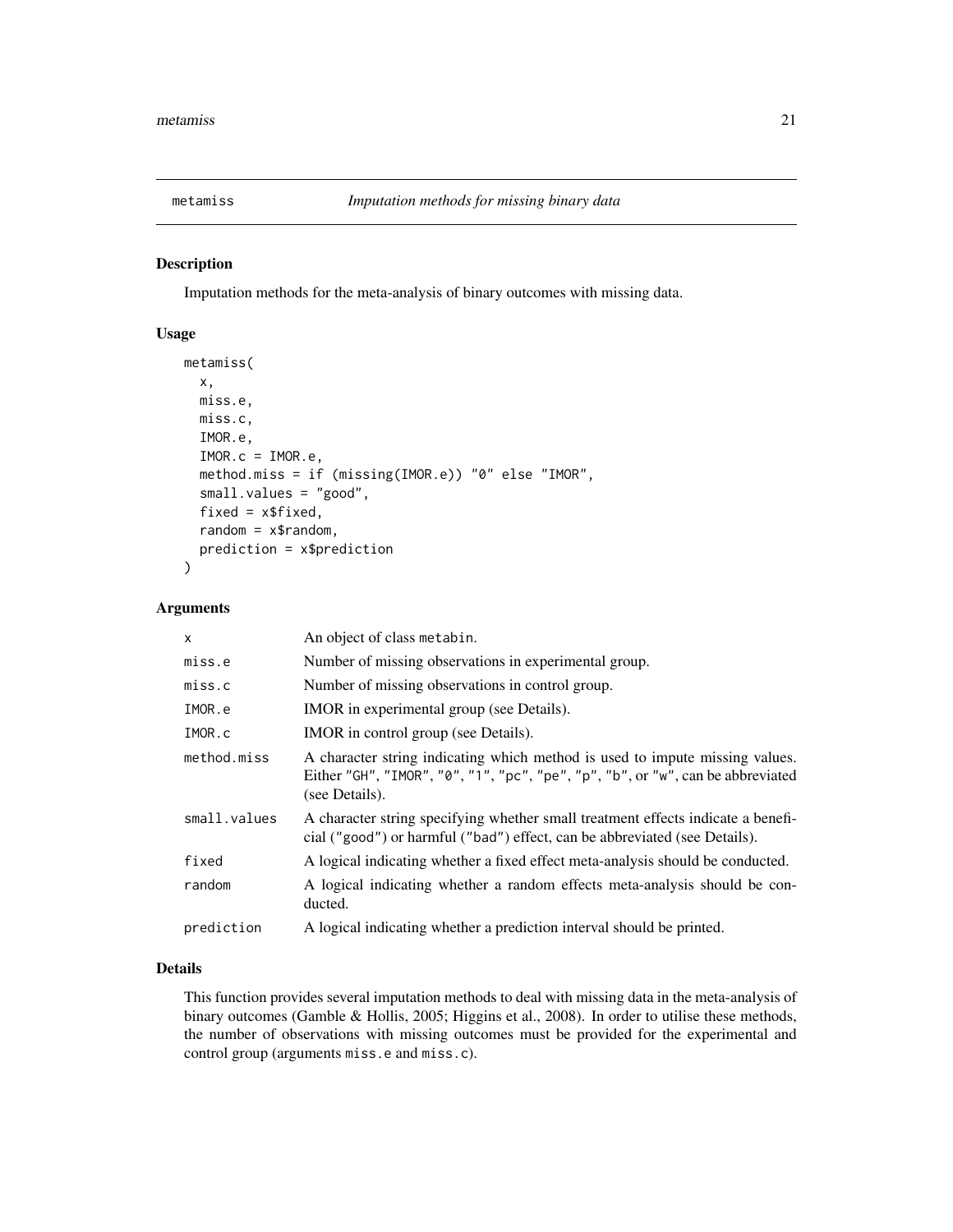# metamiss — *Imputation methods for missing binary data*

## Description

Imputation methods for the meta-analysis of binary outcomes with missing data.

## Usage

```
metamiss(
  x,
  miss.e,
  miss.c,
  IMOR.e,
  IMOR.c = IMOR.e,
  method.miss = if (missing(IMOR.e)) "0" else "IMOR",
  small.values = "good",
  fixed = x$fixed,
  random = x$random,
  prediction = x$prediction
)
```

## Arguments

| | |
|---|---|
| x | An object of class metabin. |
| miss.e | Number of missing observations in experimental group. |
| miss.c | Number of missing observations in control group. |
| IMOR.e | IMOR in experimental group (see Details). |
| IMOR.c | IMOR in control group (see Details). |
| method.miss | A character string indicating which method is used to impute missing values. Either "GH", "IMOR", "0", "1", "pc", "pe", "p", "b", or "w", can be abbreviated (see Details). |
| small.values | A character string specifying whether small treatment effects indicate a beneficial ("good") or harmful ("bad") effect, can be abbreviated (see Details). |
| fixed | A logical indicating whether a fixed effect meta-analysis should be conducted. |
| random | A logical indicating whether a random effects meta-analysis should be conducted. |
| prediction | A logical indicating whether a prediction interval should be printed. |

## Details

This function provides several imputation methods to deal with missing data in the meta-analysis of binary outcomes (Gamble & Hollis, 2005; Higgins et al., 2008). In order to utilise these methods, the number of observations with missing outcomes must be provided for the experimental and control group (arguments miss.e and miss.c).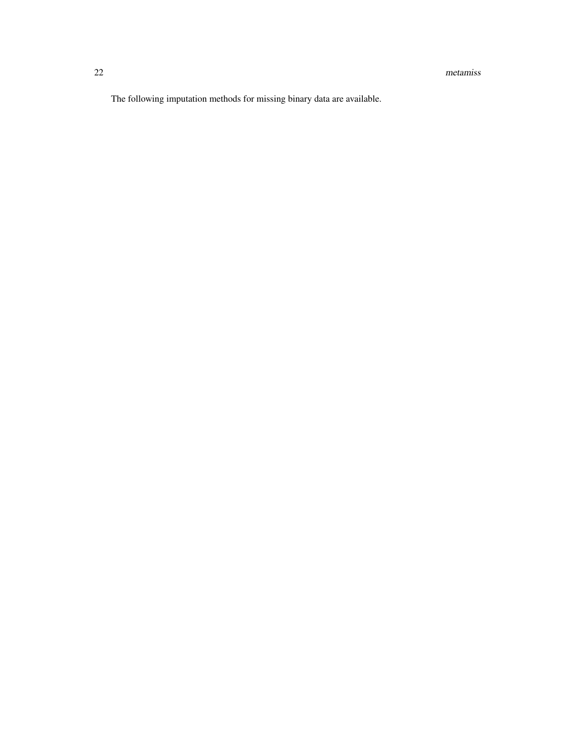The following imputation methods for missing binary data are available.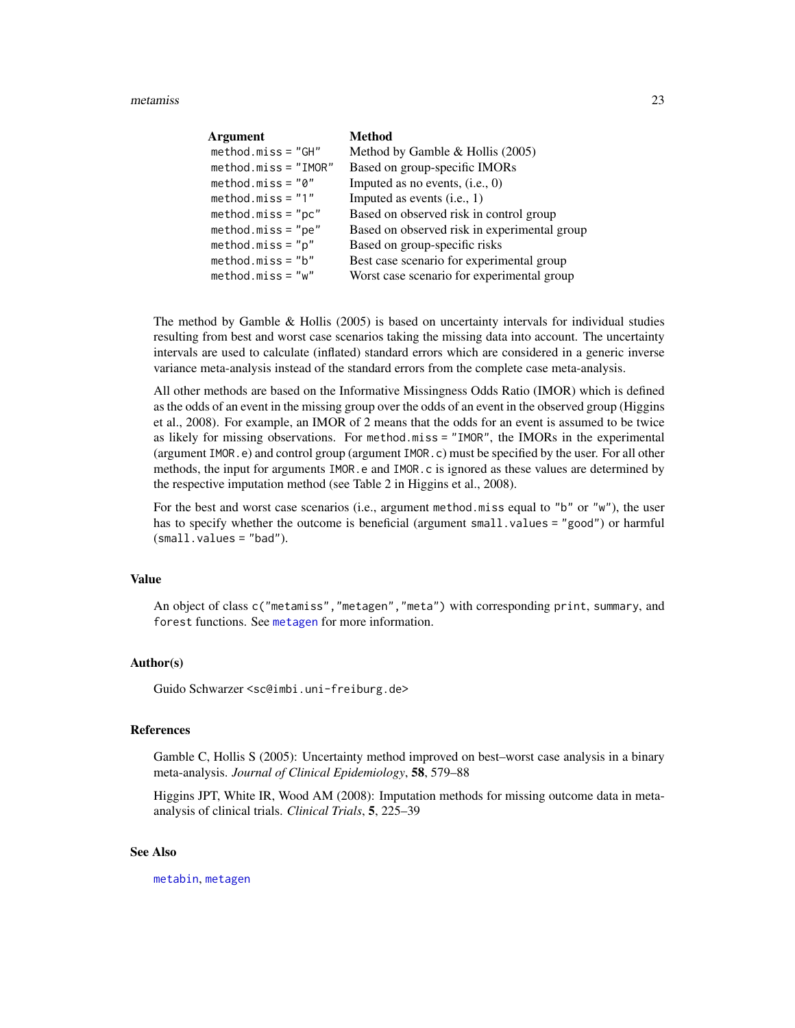| Argument | Method |
|---|---|
| `method.miss = "GH"` | Method by Gamble & Hollis (2005) |
| `method.miss = "IMOR"` | Based on group-specific IMORs |
| `method.miss = "0"` | Imputed as no events, (i.e., 0) |
| `method.miss = "1"` | Imputed as events (i.e., 1) |
| `method.miss = "pc"` | Based on observed risk in control group |
| `method.miss = "pe"` | Based on observed risk in experimental group |
| `method.miss = "p"` | Based on group-specific risks |
| `method.miss = "b"` | Best case scenario for experimental group |
| `method.miss = "w"` | Worst case scenario for experimental group |

The method by Gamble & Hollis (2005) is based on uncertainty intervals for individual studies resulting from best and worst case scenarios taking the missing data into account. The uncertainty intervals are used to calculate (inflated) standard errors which are considered in a generic inverse variance meta-analysis instead of the standard errors from the complete case meta-analysis.

All other methods are based on the Informative Missingness Odds Ratio (IMOR) which is defined as the odds of an event in the missing group over the odds of an event in the observed group (Higgins et al., 2008). For example, an IMOR of 2 means that the odds for an event is assumed to be twice as likely for missing observations. For `method.miss = "IMOR"`, the IMORs in the experimental (argument `IMOR.e`) and control group (argument `IMOR.c`) must be specified by the user. For all other methods, the input for arguments `IMOR.e` and `IMOR.c` is ignored as these values are determined by the respective imputation method (see Table 2 in Higgins et al., 2008).

For the best and worst case scenarios (i.e., argument `method.miss` equal to `"b"` or `"w"`), the user has to specify whether the outcome is beneficial (argument `small.values = "good"`) or harmful (`small.values = "bad"`).

## Value

An object of class `c("metamiss","metagen","meta")` with corresponding `print`, `summary`, and `forest` functions. See `metagen` for more information.

## Author(s)

Guido Schwarzer <sc@imbi.uni-freiburg.de>

## References

Gamble C, Hollis S (2005): Uncertainty method improved on best–worst case analysis in a binary meta-analysis. *Journal of Clinical Epidemiology*, **58**, 579–88

Higgins JPT, White IR, Wood AM (2008): Imputation methods for missing outcome data in meta-analysis of clinical trials. *Clinical Trials*, **5**, 225–39

## See Also

`metabin`, `metagen`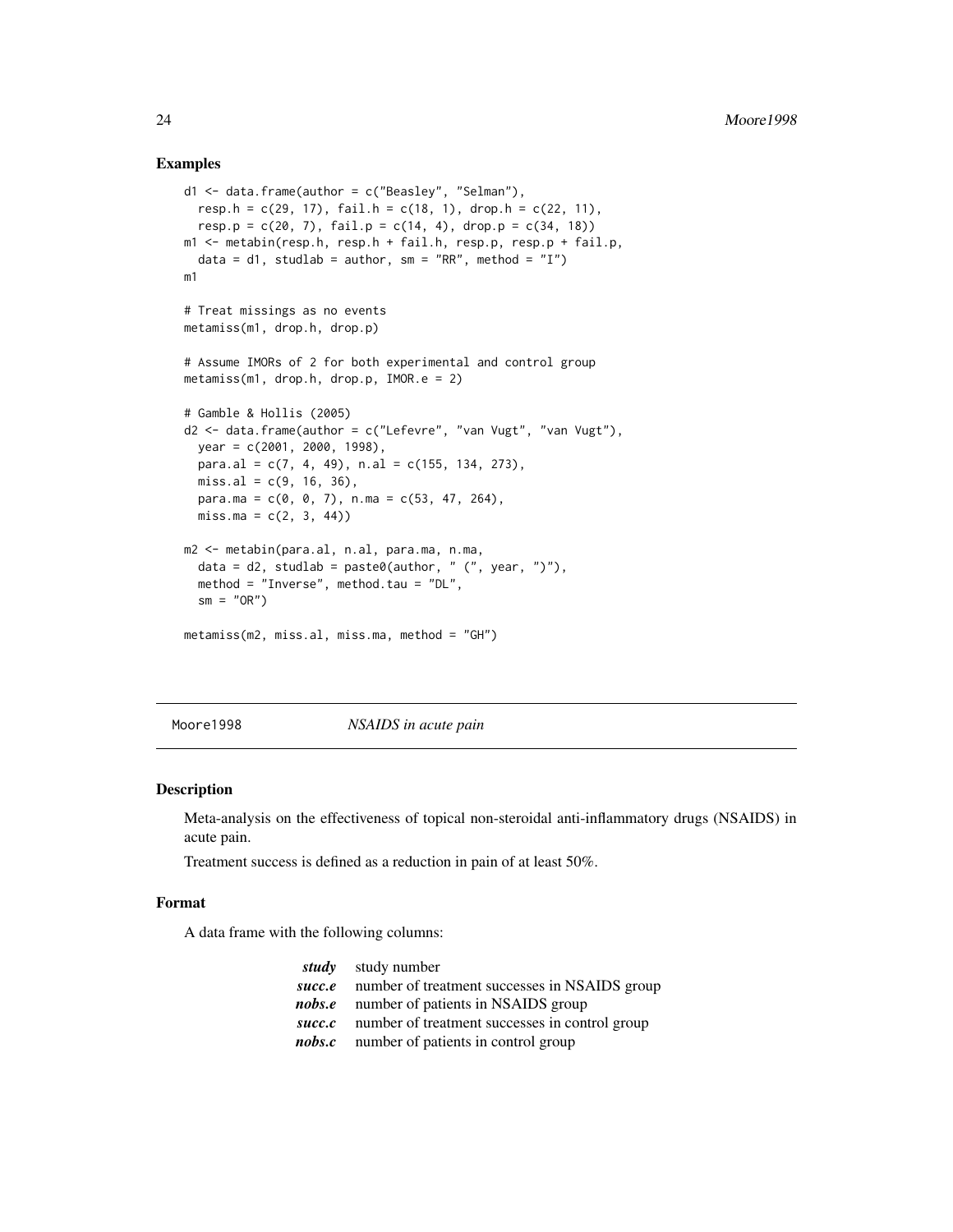## Examples

```
d1 <- data.frame(author = c("Beasley", "Selman"),
  resp.h = c(29, 17), fail.h = c(18, 1), drop.h = c(22, 11),
  resp.p = c(20, 7), fail.p = c(14, 4), drop.p = c(34, 18))
m1 <- metabin(resp.h, resp.h + fail.h, resp.p, resp.p + fail.p,
  data = d1, studlab = author, sm = "RR", method = "I")
m1

# Treat missings as no events
metamiss(m1, drop.h, drop.p)

# Assume IMORs of 2 for both experimental and control group
metamiss(m1, drop.h, drop.p, IMOR.e = 2)

# Gamble & Hollis (2005)
d2 <- data.frame(author = c("Lefevre", "van Vugt", "van Vugt"),
  year = c(2001, 2000, 1998),
  para.al = c(7, 4, 49), n.al = c(155, 134, 273),
  miss.al = c(9, 16, 36),
  para.ma = c(0, 0, 7), n.ma = c(53, 47, 264),
  miss.ma = c(2, 3, 44))

m2 <- metabin(para.al, n.al, para.ma, n.ma,
  data = d2, studlab = paste0(author, " (", year, ")"),
  method = "Inverse", method.tau = "DL",
  sm = "OR")

metamiss(m2, miss.al, miss.ma, method = "GH")
```

---

# Moore1998 — *NSAIDS in acute pain*

---

## Description

Meta-analysis on the effectiveness of topical non-steroidal anti-inflammatory drugs (NSAIDS) in acute pain.

Treatment success is defined as a reduction in pain of at least 50%.

## Format

A data frame with the following columns:

| | |
|---|---|
| ***study*** | study number |
| ***succ.e*** | number of treatment successes in NSAIDS group |
| ***nobs.e*** | number of patients in NSAIDS group |
| ***succ.c*** | number of treatment successes in control group |
| ***nobs.c*** | number of patients in control group |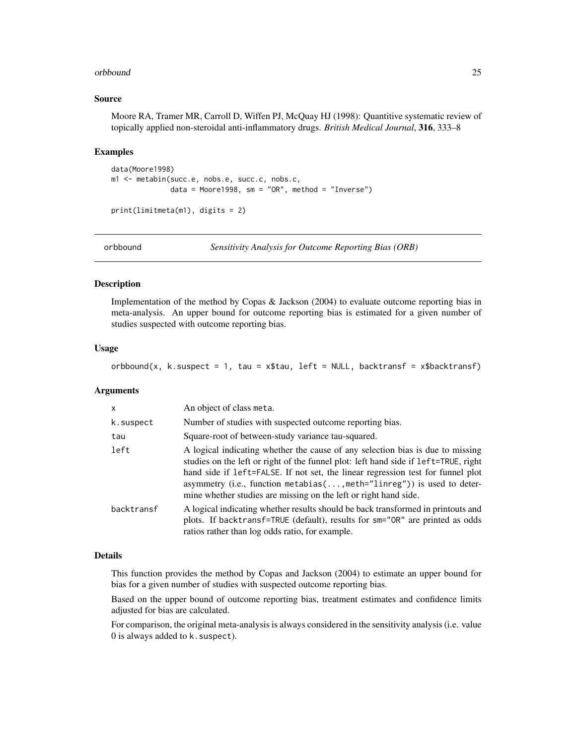### Source

Moore RA, Tramer MR, Carroll D, Wiffen PJ, McQuay HJ (1998): Quantitive systematic review of topically applied non-steroidal anti-inflammatory drugs. *British Medical Journal*, **316**, 333–8

### Examples

```
data(Moore1998)
m1 <- metabin(succ.e, nobs.e, succ.c, nobs.c,
              data = Moore1998, sm = "OR", method = "Inverse")

print(limitmeta(m1), digits = 2)
```

---

## orbbound — *Sensitivity Analysis for Outcome Reporting Bias (ORB)*

### Description

Implementation of the method by Copas & Jackson (2004) to evaluate outcome reporting bias in meta-analysis. An upper bound for outcome reporting bias is estimated for a given number of studies suspected with outcome reporting bias.

### Usage

```
orbbound(x, k.suspect = 1, tau = x$tau, left = NULL, backtransf = x$backtransf)
```

### Arguments

| | |
|---|---|
| `x` | An object of class `meta`. |
| `k.suspect` | Number of studies with suspected outcome reporting bias. |
| `tau` | Square-root of between-study variance tau-squared. |
| `left` | A logical indicating whether the cause of any selection bias is due to missing studies on the left or right of the funnel plot: left hand side if `left=TRUE`, right hand side if `left=FALSE`. If not set, the linear regression test for funnel plot asymmetry (i.e., function `metabias(...,meth="linreg")`) is used to determine whether studies are missing on the left or right hand side. |
| `backtransf` | A logical indicating whether results should be back transformed in printouts and plots. If `backtransf=TRUE` (default), results for `sm="OR"` are printed as odds ratios rather than log odds ratio, for example. |

### Details

This function provides the method by Copas and Jackson (2004) to estimate an upper bound for bias for a given number of studies with suspected outcome reporting bias.

Based on the upper bound of outcome reporting bias, treatment estimates and confidence limits adjusted for bias are calculated.

For comparison, the original meta-analysis is always considered in the sensitivity analysis (i.e. value 0 is always added to `k.suspect`).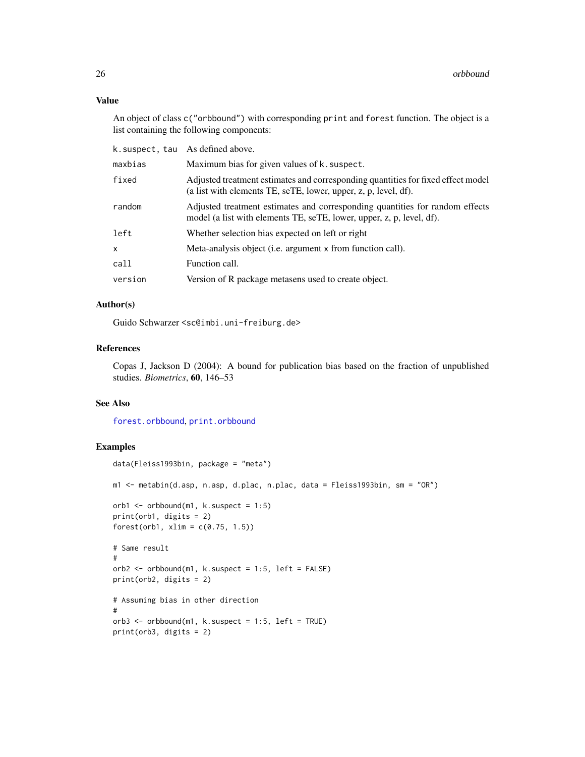## Value

An object of class `c("orbbound")` with corresponding `print` and `forest` function. The object is a list containing the following components:

| | |
|---|---|
| `k.suspect, tau` | As defined above. |
| `maxbias` | Maximum bias for given values of `k.suspect`. |
| `fixed` | Adjusted treatment estimates and corresponding quantities for fixed effect model (a list with elements TE, seTE, lower, upper, z, p, level, df). |
| `random` | Adjusted treatment estimates and corresponding quantities for random effects model (a list with elements TE, seTE, lower, upper, z, p, level, df). |
| `left` | Whether selection bias expected on left or right |
| `x` | Meta-analysis object (i.e. argument `x` from function call). |
| `call` | Function call. |
| `version` | Version of R package metasens used to create object. |

## Author(s)

Guido Schwarzer <sc@imbi.uni-freiburg.de>

## References

Copas J, Jackson D (2004): A bound for publication bias based on the fraction of unpublished studies. *Biometrics*, **60**, 146–53

## See Also

`forest.orbbound`, `print.orbbound`

## Examples

```
data(Fleiss1993bin, package = "meta")

m1 <- metabin(d.asp, n.asp, d.plac, n.plac, data = Fleiss1993bin, sm = "OR")

orb1 <- orbbound(m1, k.suspect = 1:5)
print(orb1, digits = 2)
forest(orb1, xlim = c(0.75, 1.5))

# Same result
#
orb2 <- orbbound(m1, k.suspect = 1:5, left = FALSE)
print(orb2, digits = 2)

# Assuming bias in other direction
#
orb3 <- orbbound(m1, k.suspect = 1:5, left = TRUE)
print(orb3, digits = 2)
```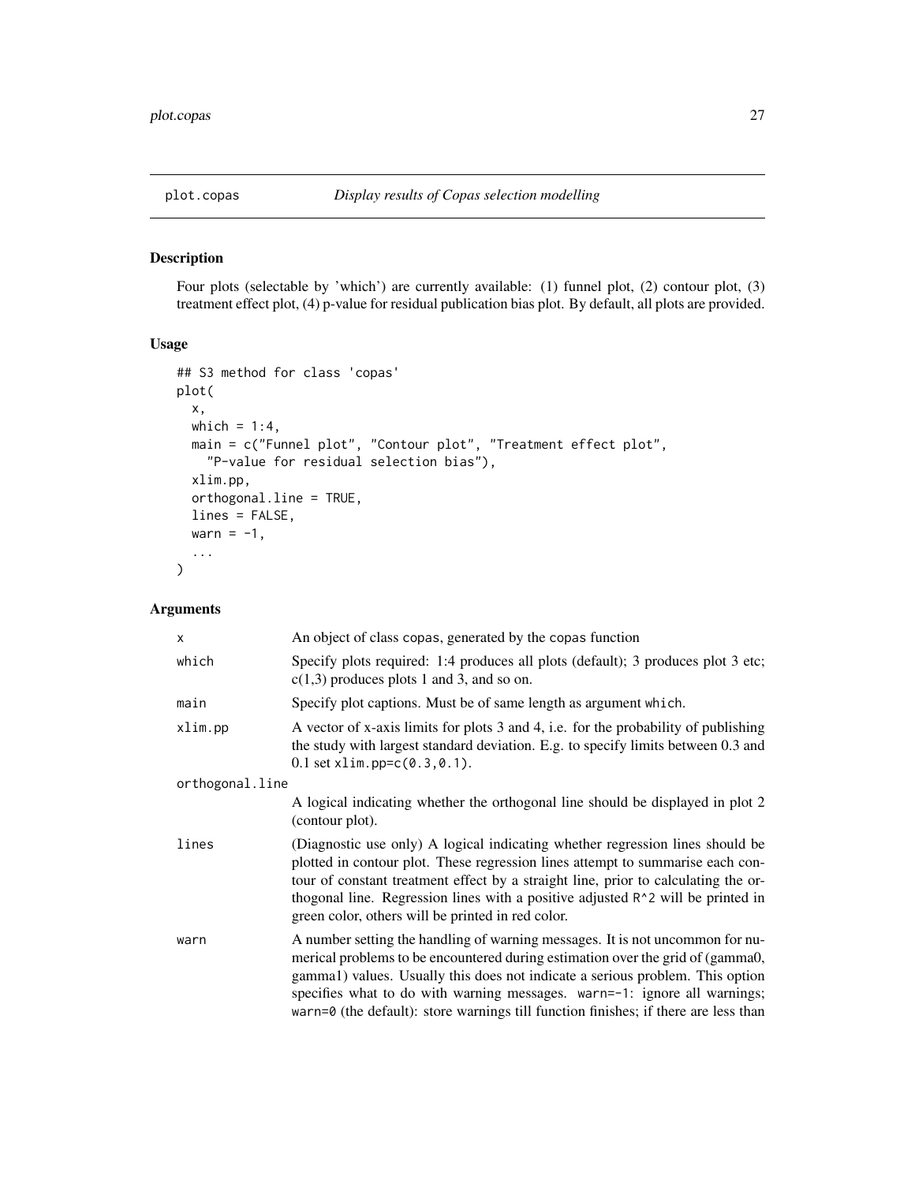# plot.copas — *Display results of Copas selection modelling*

## Description

Four plots (selectable by 'which') are currently available: (1) funnel plot, (2) contour plot, (3) treatment effect plot, (4) p-value for residual publication bias plot. By default, all plots are provided.

## Usage

```
## S3 method for class 'copas'
plot(
  x,
  which = 1:4,
  main = c("Funnel plot", "Contour plot", "Treatment effect plot",
    "P-value for residual selection bias"),
  xlim.pp,
  orthogonal.line = TRUE,
  lines = FALSE,
  warn = -1,
  ...
)
```

## Arguments

| Argument | Description |
|---|---|
| `x` | An object of class `copas`, generated by the `copas` function |
| `which` | Specify plots required: 1:4 produces all plots (default); 3 produces plot 3 etc; c(1,3) produces plots 1 and 3, and so on. |
| `main` | Specify plot captions. Must be of same length as argument `which`. |
| `xlim.pp` | A vector of x-axis limits for plots 3 and 4, i.e. for the probability of publishing the study with largest standard deviation. E.g. to specify limits between 0.3 and 0.1 set `xlim.pp=c(0.3,0.1)`. |
| `orthogonal.line` | A logical indicating whether the orthogonal line should be displayed in plot 2 (contour plot). |
| `lines` | (Diagnostic use only) A logical indicating whether regression lines should be plotted in contour plot. These regression lines attempt to summarise each contour of constant treatment effect by a straight line, prior to calculating the orthogonal line. Regression lines with a positive adjusted `R^2` will be printed in green color, others will be printed in red color. |
| `warn` | A number setting the handling of warning messages. It is not uncommon for numerical problems to be encountered during estimation over the grid of (gamma0, gamma1) values. Usually this does not indicate a serious problem. This option specifies what to do with warning messages. `warn=-1`: ignore all warnings; `warn=0` (the default): store warnings till function finishes; if there are less than |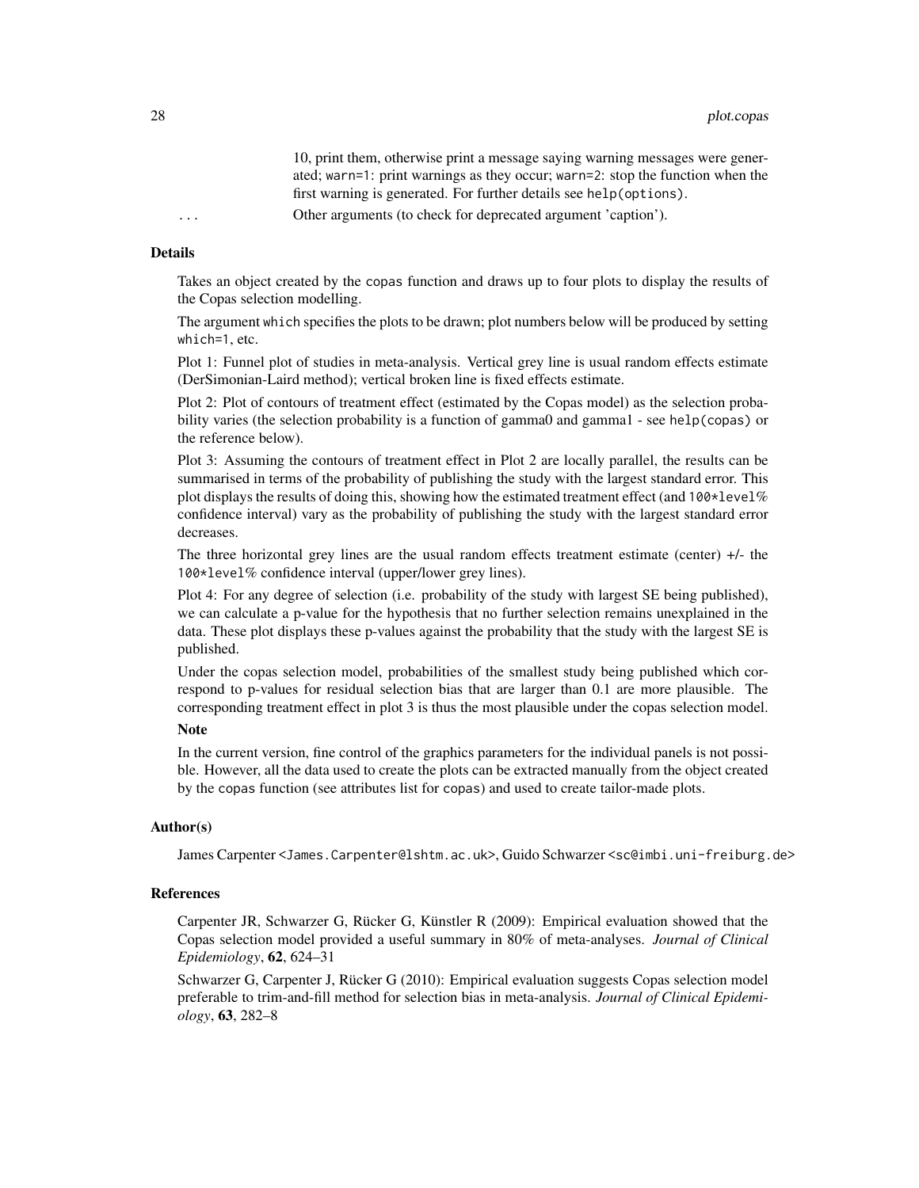10, print them, otherwise print a message saying warning messages were generated; `warn=1`: print warnings as they occur; `warn=2`: stop the function when the first warning is generated. For further details see `help(options)`.

`...` Other arguments (to check for deprecated argument 'caption').

## Details

Takes an object created by the `copas` function and draws up to four plots to display the results of the Copas selection modelling.

The argument `which` specifies the plots to be drawn; plot numbers below will be produced by setting `which=1`, etc.

Plot 1: Funnel plot of studies in meta-analysis. Vertical grey line is usual random effects estimate (DerSimonian-Laird method); vertical broken line is fixed effects estimate.

Plot 2: Plot of contours of treatment effect (estimated by the Copas model) as the selection probability varies (the selection probability is a function of gamma0 and gamma1 - see `help(copas)` or the reference below).

Plot 3: Assuming the contours of treatment effect in Plot 2 are locally parallel, the results can be summarised in terms of the probability of publishing the study with the largest standard error. This plot displays the results of doing this, showing how the estimated treatment effect (and `100*level`% confidence interval) vary as the probability of publishing the study with the largest standard error decreases.

The three horizontal grey lines are the usual random effects treatment estimate (center) +/- the `100*level`% confidence interval (upper/lower grey lines).

Plot 4: For any degree of selection (i.e. probability of the study with largest SE being published), we can calculate a p-value for the hypothesis that no further selection remains unexplained in the data. These plot displays these p-values against the probability that the study with the largest SE is published.

Under the copas selection model, probabilities of the smallest study being published which correspond to p-values for residual selection bias that are larger than 0.1 are more plausible. The corresponding treatment effect in plot 3 is thus the most plausible under the copas selection model.

### Note

In the current version, fine control of the graphics parameters for the individual panels is not possible. However, all the data used to create the plots can be extracted manually from the object created by the `copas` function (see attributes list for `copas`) and used to create tailor-made plots.

## Author(s)

James Carpenter <James.Carpenter@lshtm.ac.uk>, Guido Schwarzer <sc@imbi.uni-freiburg.de>

## References

Carpenter JR, Schwarzer G, Rücker G, Künstler R (2009): Empirical evaluation showed that the Copas selection model provided a useful summary in 80% of meta-analyses. *Journal of Clinical Epidemiology*, **62**, 624–31

Schwarzer G, Carpenter J, Rücker G (2010): Empirical evaluation suggests Copas selection model preferable to trim-and-fill method for selection bias in meta-analysis. *Journal of Clinical Epidemiology*, **63**, 282–8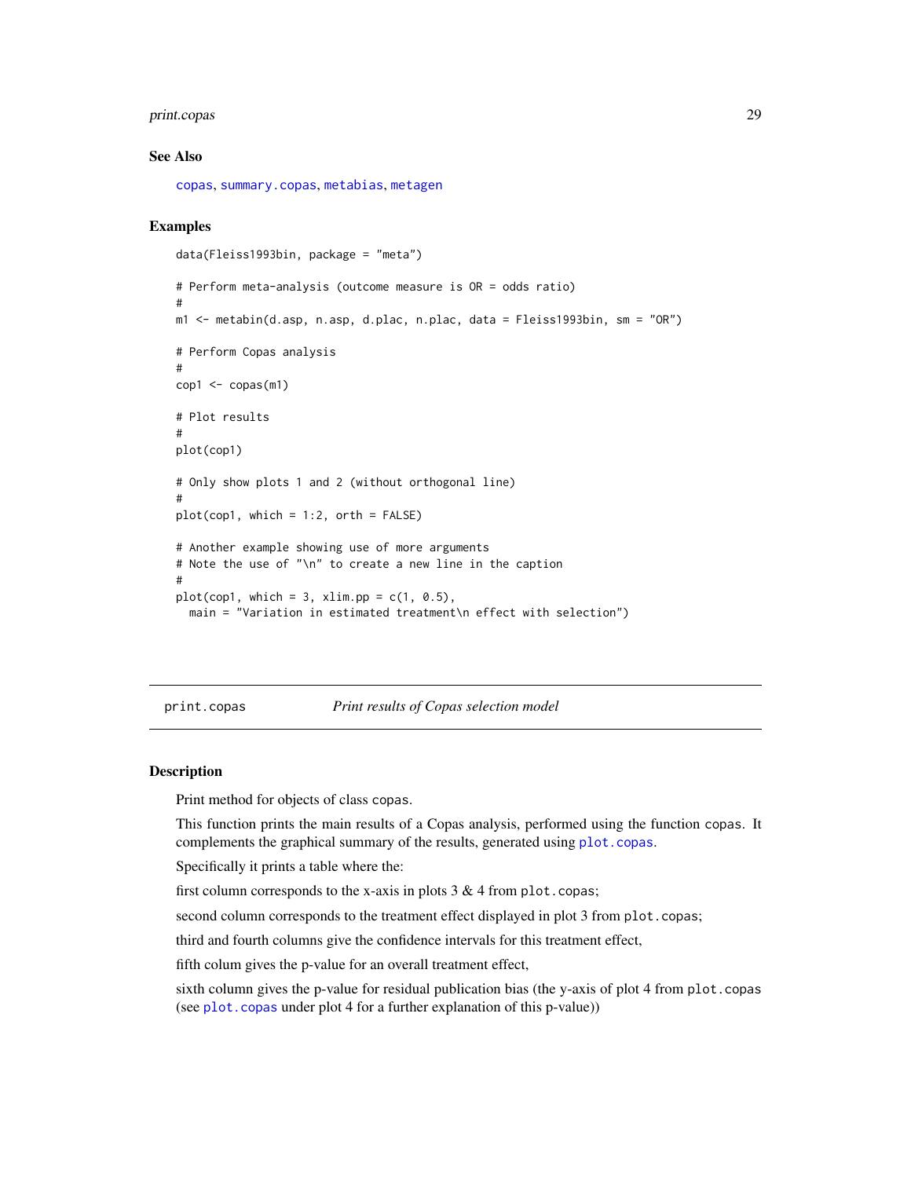## See Also

copas, summary.copas, metabias, metagen

## Examples

```
data(Fleiss1993bin, package = "meta")

# Perform meta-analysis (outcome measure is OR = odds ratio)
#
m1 <- metabin(d.asp, n.asp, d.plac, n.plac, data = Fleiss1993bin, sm = "OR")

# Perform Copas analysis
#
cop1 <- copas(m1)

# Plot results
#
plot(cop1)

# Only show plots 1 and 2 (without orthogonal line)
#
plot(cop1, which = 1:2, orth = FALSE)

# Another example showing use of more arguments
# Note the use of "\n" to create a new line in the caption
#
plot(cop1, which = 3, xlim.pp = c(1, 0.5),
  main = "Variation in estimated treatment\n effect with selection")
```

---

# print.copas — *Print results of Copas selection model*

## Description

Print method for objects of class copas.

This function prints the main results of a Copas analysis, performed using the function copas. It complements the graphical summary of the results, generated using plot.copas.

Specifically it prints a table where the:

first column corresponds to the x-axis in plots 3 & 4 from plot.copas;

second column corresponds to the treatment effect displayed in plot 3 from plot.copas;

third and fourth columns give the confidence intervals for this treatment effect,

fifth colum gives the p-value for an overall treatment effect,

sixth column gives the p-value for residual publication bias (the y-axis of plot 4 from plot.copas (see plot.copas under plot 4 for a further explanation of this p-value))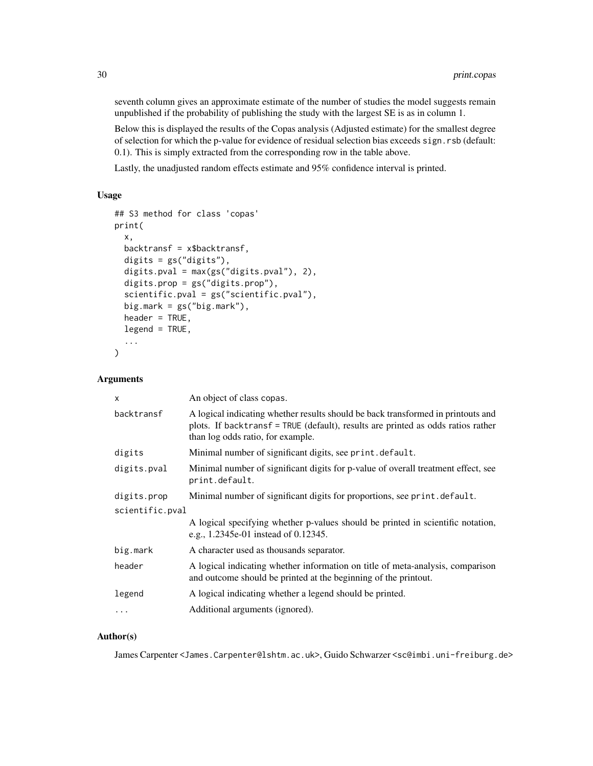seventh column gives an approximate estimate of the number of studies the model suggests remain unpublished if the probability of publishing the study with the largest SE is as in column 1.

Below this is displayed the results of the Copas analysis (Adjusted estimate) for the smallest degree of selection for which the p-value for evidence of residual selection bias exceeds `sign.rsb` (default: 0.1). This is simply extracted from the corresponding row in the table above.

Lastly, the unadjusted random effects estimate and 95% confidence interval is printed.

### Usage

```
## S3 method for class 'copas'
print(
  x,
  backtransf = x$backtransf,
  digits = gs("digits"),
  digits.pval = max(gs("digits.pval"), 2),
  digits.prop = gs("digits.prop"),
  scientific.pval = gs("scientific.pval"),
  big.mark = gs("big.mark"),
  header = TRUE,
  legend = TRUE,
  ...
)
```

### Arguments

| | |
|---|---|
| `x` | An object of class `copas`. |
| `backtransf` | A logical indicating whether results should be back transformed in printouts and plots. If `backtransf = TRUE` (default), results are printed as odds ratios rather than log odds ratio, for example. |
| `digits` | Minimal number of significant digits, see `print.default`. |
| `digits.pval` | Minimal number of significant digits for p-value of overall treatment effect, see `print.default`. |
| `digits.prop` | Minimal number of significant digits for proportions, see `print.default`. |
| `scientific.pval` | A logical specifying whether p-values should be printed in scientific notation, e.g., 1.2345e-01 instead of 0.12345. |
| `big.mark` | A character used as thousands separator. |
| `header` | A logical indicating whether information on title of meta-analysis, comparison and outcome should be printed at the beginning of the printout. |
| `legend` | A logical indicating whether a legend should be printed. |
| `...` | Additional arguments (ignored). |

### Author(s)

James Carpenter <`James.Carpenter@lshtm.ac.uk`>, Guido Schwarzer <`sc@imbi.uni-freiburg.de`>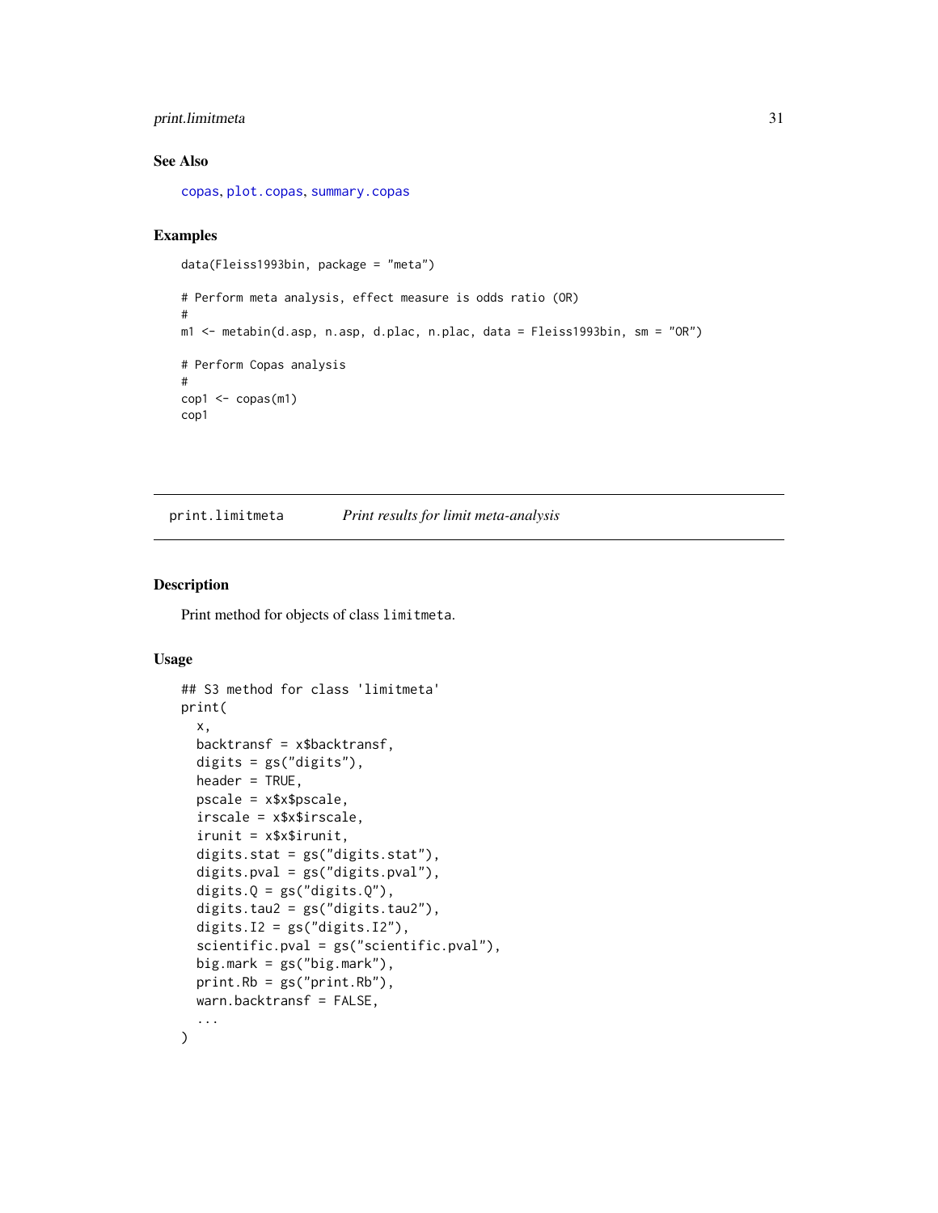## See Also

copas, plot.copas, summary.copas

## Examples

```
data(Fleiss1993bin, package = "meta")

# Perform meta analysis, effect measure is odds ratio (OR)
#
m1 <- metabin(d.asp, n.asp, d.plac, n.plac, data = Fleiss1993bin, sm = "OR")

# Perform Copas analysis
#
cop1 <- copas(m1)
cop1
```

---

# print.limitmeta *Print results for limit meta-analysis*

## Description

Print method for objects of class limitmeta.

## Usage

```
## S3 method for class 'limitmeta'
print(
  x,
  backtransf = x$backtransf,
  digits = gs("digits"),
  header = TRUE,
  pscale = x$x$pscale,
  irscale = x$x$irscale,
  irunit = x$x$irunit,
  digits.stat = gs("digits.stat"),
  digits.pval = gs("digits.pval"),
  digits.Q = gs("digits.Q"),
  digits.tau2 = gs("digits.tau2"),
  digits.I2 = gs("digits.I2"),
  scientific.pval = gs("scientific.pval"),
  big.mark = gs("big.mark"),
  print.Rb = gs("print.Rb"),
  warn.backtransf = FALSE,
  ...
)
```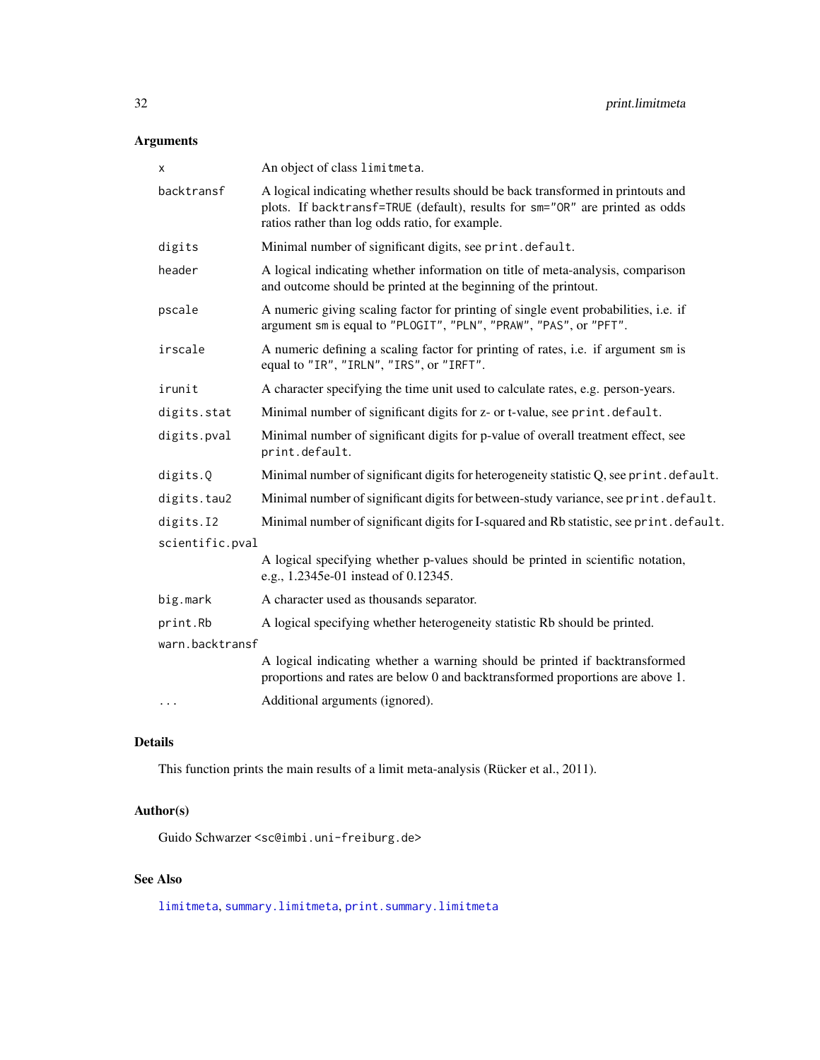## Arguments

| | |
|---|---|
| `x` | An object of class `limitmeta`. |
| `backtransf` | A logical indicating whether results should be back transformed in printouts and plots. If `backtransf=TRUE` (default), results for `sm="OR"` are printed as odds ratios rather than log odds ratio, for example. |
| `digits` | Minimal number of significant digits, see `print.default`. |
| `header` | A logical indicating whether information on title of meta-analysis, comparison and outcome should be printed at the beginning of the printout. |
| `pscale` | A numeric giving scaling factor for printing of single event probabilities, i.e. if argument `sm` is equal to `"PLOGIT"`, `"PLN"`, `"PRAW"`, `"PAS"`, or `"PFT"`. |
| `irscale` | A numeric defining a scaling factor for printing of rates, i.e. if argument `sm` is equal to `"IR"`, `"IRLN"`, `"IRS"`, or `"IRFT"`. |
| `irunit` | A character specifying the time unit used to calculate rates, e.g. person-years. |
| `digits.stat` | Minimal number of significant digits for z- or t-value, see `print.default`. |
| `digits.pval` | Minimal number of significant digits for p-value of overall treatment effect, see `print.default`. |
| `digits.Q` | Minimal number of significant digits for heterogeneity statistic Q, see `print.default`. |
| `digits.tau2` | Minimal number of significant digits for between-study variance, see `print.default`. |
| `digits.I2` | Minimal number of significant digits for I-squared and Rb statistic, see `print.default`. |
| `scientific.pval` | A logical specifying whether p-values should be printed in scientific notation, e.g., 1.2345e-01 instead of 0.12345. |
| `big.mark` | A character used as thousands separator. |
| `print.Rb` | A logical specifying whether heterogeneity statistic Rb should be printed. |
| `warn.backtransf` | A logical indicating whether a warning should be printed if backtransformed proportions and rates are below 0 and backtransformed proportions are above 1. |
| `...` | Additional arguments (ignored). |

## Details

This function prints the main results of a limit meta-analysis (Rücker et al., 2011).

## Author(s)

Guido Schwarzer <sc@imbi.uni-freiburg.de>

## See Also

`limitmeta`, `summary.limitmeta`, `print.summary.limitmeta`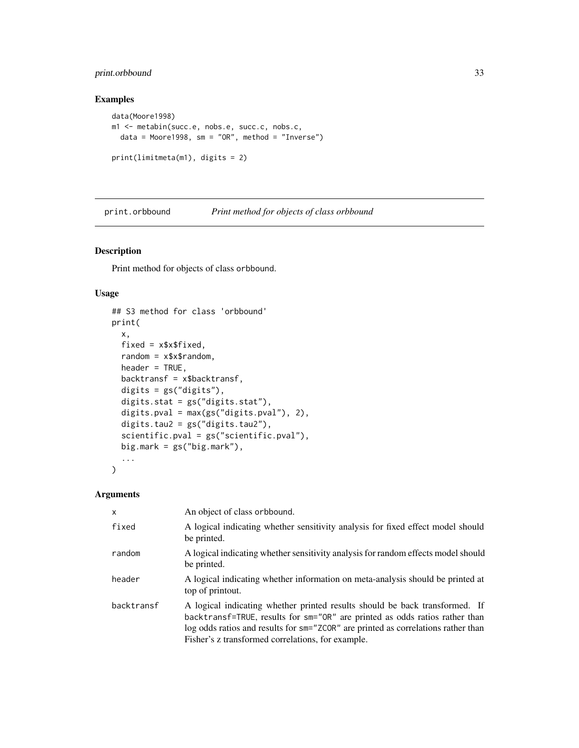## Examples

```
data(Moore1998)
m1 <- metabin(succ.e, nobs.e, succ.c, nobs.c,
  data = Moore1998, sm = "OR", method = "Inverse")

print(limitmeta(m1), digits = 2)
```

---

# print.orbbound — *Print method for objects of class orbbound*

## Description

Print method for objects of class orbbound.

## Usage

```
## S3 method for class 'orbbound'
print(
  x,
  fixed = x$x$fixed,
  random = x$x$random,
  header = TRUE,
  backtransf = x$backtransf,
  digits = gs("digits"),
  digits.stat = gs("digits.stat"),
  digits.pval = max(gs("digits.pval"), 2),
  digits.tau2 = gs("digits.tau2"),
  scientific.pval = gs("scientific.pval"),
  big.mark = gs("big.mark"),
  ...
)
```

## Arguments

| | |
|---|---|
| x | An object of class orbbound. |
| fixed | A logical indicating whether sensitivity analysis for fixed effect model should be printed. |
| random | A logical indicating whether sensitivity analysis for random effects model should be printed. |
| header | A logical indicating whether information on meta-analysis should be printed at top of printout. |
| backtransf | A logical indicating whether printed results should be back transformed. If backtransf=TRUE, results for sm="OR" are printed as odds ratios rather than log odds ratios and results for sm="ZCOR" are printed as correlations rather than Fisher's z transformed correlations, for example. |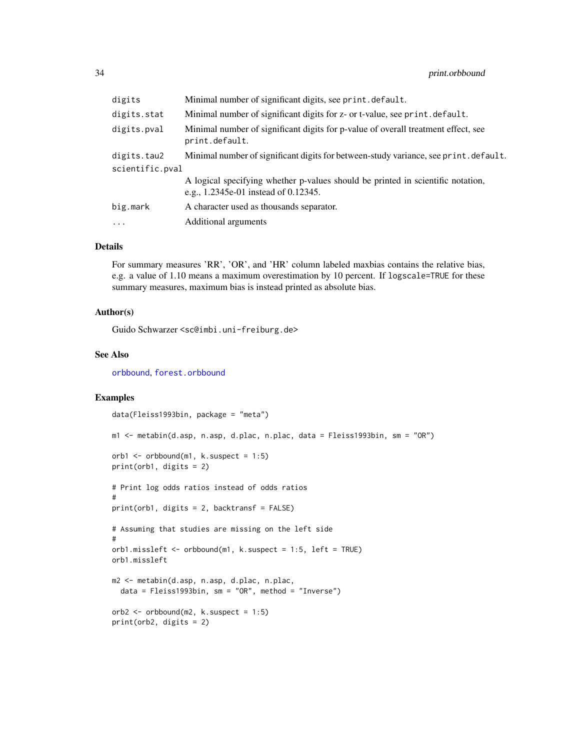| | |
|---|---|
| `digits` | Minimal number of significant digits, see `print.default`. |
| `digits.stat` | Minimal number of significant digits for z- or t-value, see `print.default`. |
| `digits.pval` | Minimal number of significant digits for p-value of overall treatment effect, see `print.default`. |
| `digits.tau2` | Minimal number of significant digits for between-study variance, see `print.default`. |
| `scientific.pval` | A logical specifying whether p-values should be printed in scientific notation, e.g., 1.2345e-01 instead of 0.12345. |
| `big.mark` | A character used as thousands separator. |
| `...` | Additional arguments |

## Details

For summary measures 'RR', 'OR', and 'HR' column labeled maxbias contains the relative bias, e.g. a value of 1.10 means a maximum overestimation by 10 percent. If `logscale=TRUE` for these summary measures, maximum bias is instead printed as absolute bias.

## Author(s)

Guido Schwarzer <sc@imbi.uni-freiburg.de>

## See Also

`orbbound`, `forest.orbbound`

## Examples

```
data(Fleiss1993bin, package = "meta")

m1 <- metabin(d.asp, n.asp, d.plac, n.plac, data = Fleiss1993bin, sm = "OR")

orb1 <- orbbound(m1, k.suspect = 1:5)
print(orb1, digits = 2)

# Print log odds ratios instead of odds ratios
#
print(orb1, digits = 2, backtransf = FALSE)

# Assuming that studies are missing on the left side
#
orb1.missleft <- orbbound(m1, k.suspect = 1:5, left = TRUE)
orb1.missleft

m2 <- metabin(d.asp, n.asp, d.plac, n.plac,
  data = Fleiss1993bin, sm = "OR", method = "Inverse")

orb2 <- orbbound(m2, k.suspect = 1:5)
print(orb2, digits = 2)
```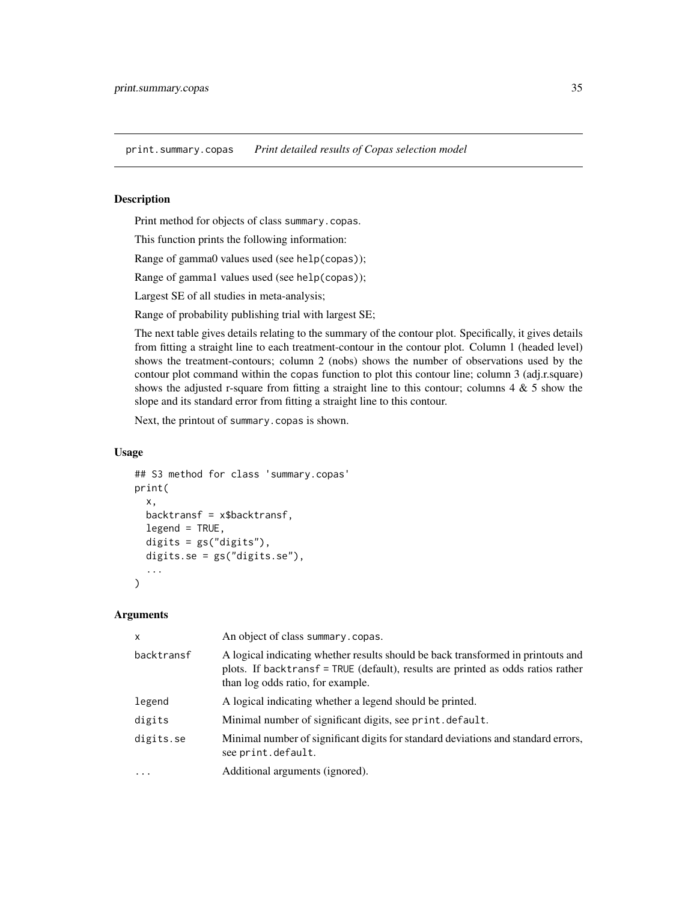## print.summary.copas *Print detailed results of Copas selection model*

### Description

Print method for objects of class `summary.copas`.

This function prints the following information:

Range of gamma0 values used (see `help(copas)`);

Range of gamma1 values used (see `help(copas)`);

Largest SE of all studies in meta-analysis;

Range of probability publishing trial with largest SE;

The next table gives details relating to the summary of the contour plot. Specifically, it gives details from fitting a straight line to each treatment-contour in the contour plot. Column 1 (headed level) shows the treatment-contours; column 2 (nobs) shows the number of observations used by the contour plot command within the `copas` function to plot this contour line; column 3 (adj.r.square) shows the adjusted r-square from fitting a straight line to this contour; columns 4 & 5 show the slope and its standard error from fitting a straight line to this contour.

Next, the printout of `summary.copas` is shown.

### Usage

```
## S3 method for class 'summary.copas'
print(
  x,
  backtransf = x$backtransf,
  legend = TRUE,
  digits = gs("digits"),
  digits.se = gs("digits.se"),
  ...
)
```

### Arguments

| | |
|---|---|
| `x` | An object of class `summary.copas`. |
| `backtransf` | A logical indicating whether results should be back transformed in printouts and plots. If `backtransf = TRUE` (default), results are printed as odds ratios rather than log odds ratio, for example. |
| `legend` | A logical indicating whether a legend should be printed. |
| `digits` | Minimal number of significant digits, see `print.default`. |
| `digits.se` | Minimal number of significant digits for standard deviations and standard errors, see `print.default`. |
| `...` | Additional arguments (ignored). |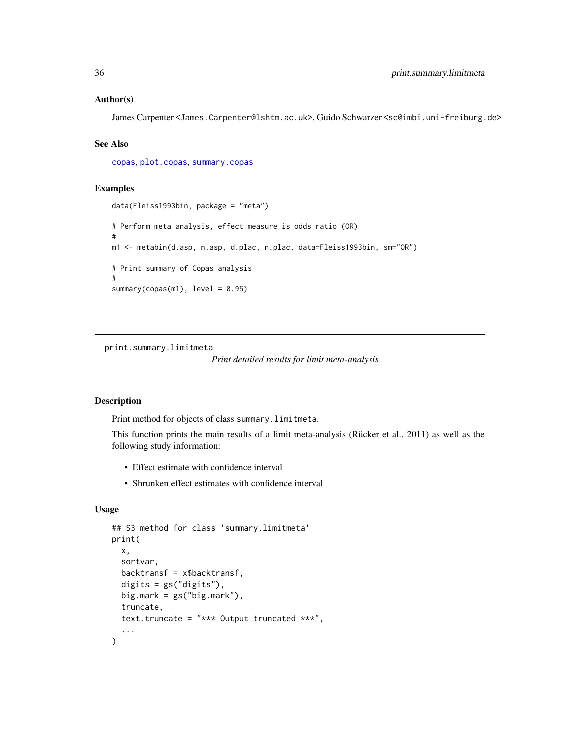### Author(s)

James Carpenter <James.Carpenter@lshtm.ac.uk>, Guido Schwarzer <sc@imbi.uni-freiburg.de>

### See Also

copas, plot.copas, summary.copas

### Examples

```
data(Fleiss1993bin, package = "meta")

# Perform meta analysis, effect measure is odds ratio (OR)
#
m1 <- metabin(d.asp, n.asp, d.plac, n.plac, data=Fleiss1993bin, sm="OR")

# Print summary of Copas analysis
#
summary(copas(m1), level = 0.95)
```

---

## print.summary.limitmeta

*Print detailed results for limit meta-analysis*

---

### Description

Print method for objects of class summary.limitmeta.

This function prints the main results of a limit meta-analysis (Rücker et al., 2011) as well as the following study information:

- Effect estimate with confidence interval
- Shrunken effect estimates with confidence interval

### Usage

```
## S3 method for class 'summary.limitmeta'
print(
  x,
  sortvar,
  backtransf = x$backtransf,
  digits = gs("digits"),
  big.mark = gs("big.mark"),
  truncate,
  text.truncate = "*** Output truncated ***",
  ...
)
```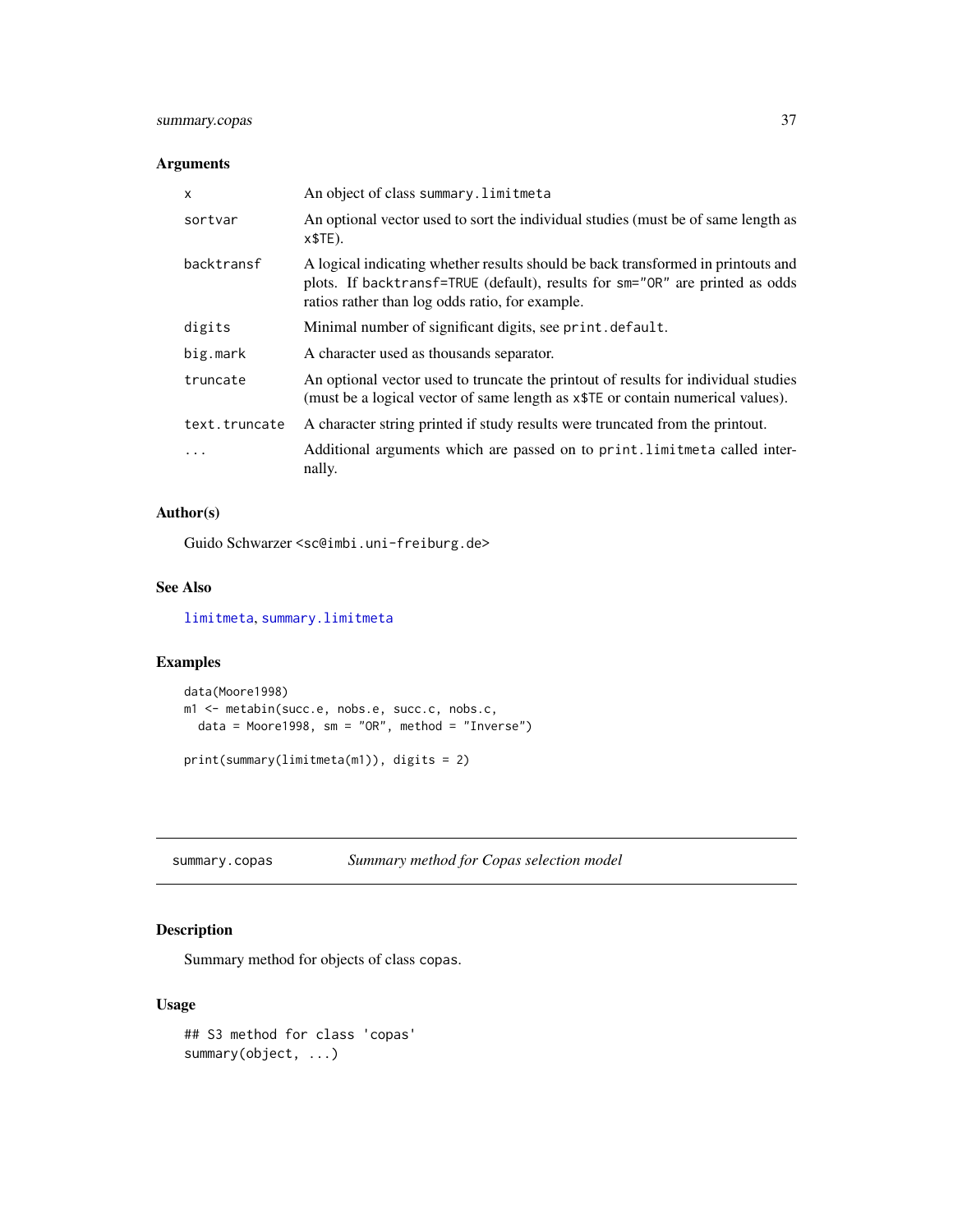### Arguments

| | |
|---|---|
| x | An object of class summary.limitmeta |
| sortvar | An optional vector used to sort the individual studies (must be of same length as x$TE). |
| backtransf | A logical indicating whether results should be back transformed in printouts and plots. If backtransf=TRUE (default), results for sm="OR" are printed as odds ratios rather than log odds ratio, for example. |
| digits | Minimal number of significant digits, see print.default. |
| big.mark | A character used as thousands separator. |
| truncate | An optional vector used to truncate the printout of results for individual studies (must be a logical vector of same length as x$TE or contain numerical values). |
| text.truncate | A character string printed if study results were truncated from the printout. |
| ... | Additional arguments which are passed on to print.limitmeta called internally. |

### Author(s)

Guido Schwarzer <sc@imbi.uni-freiburg.de>

### See Also

limitmeta, summary.limitmeta

### Examples

```
data(Moore1998)
m1 <- metabin(succ.e, nobs.e, succ.c, nobs.c,
  data = Moore1998, sm = "OR", method = "Inverse")

print(summary(limitmeta(m1)), digits = 2)
```

---

## summary.copas *Summary method for Copas selection model*

### Description

Summary method for objects of class copas.

### Usage

```
## S3 method for class 'copas'
summary(object, ...)
```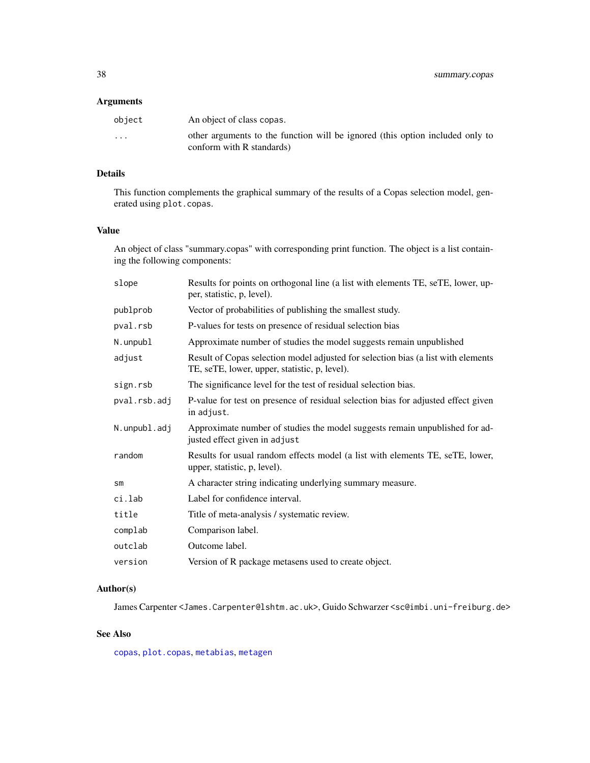## Arguments

| | |
|---|---|
| `object` | An object of class `copas`. |
| `...` | other arguments to the function will be ignored (this option included only to conform with R standards) |

## Details

This function complements the graphical summary of the results of a Copas selection model, generated using `plot.copas`.

## Value

An object of class "summary.copas" with corresponding print function. The object is a list containing the following components:

| | |
|---|---|
| `slope` | Results for points on orthogonal line (a list with elements TE, seTE, lower, upper, statistic, p, level). |
| `publprob` | Vector of probabilities of publishing the smallest study. |
| `pval.rsb` | P-values for tests on presence of residual selection bias |
| `N.unpubl` | Approximate number of studies the model suggests remain unpublished |
| `adjust` | Result of Copas selection model adjusted for selection bias (a list with elements TE, seTE, lower, upper, statistic, p, level). |
| `sign.rsb` | The significance level for the test of residual selection bias. |
| `pval.rsb.adj` | P-value for test on presence of residual selection bias for adjusted effect given in `adjust`. |
| `N.unpubl.adj` | Approximate number of studies the model suggests remain unpublished for adjusted effect given in `adjust` |
| `random` | Results for usual random effects model (a list with elements TE, seTE, lower, upper, statistic, p, level). |
| `sm` | A character string indicating underlying summary measure. |
| `ci.lab` | Label for confidence interval. |
| `title` | Title of meta-analysis / systematic review. |
| `complab` | Comparison label. |
| `outclab` | Outcome label. |
| `version` | Version of R package metasens used to create object. |

## Author(s)

James Carpenter <`James.Carpenter@lshtm.ac.uk`>, Guido Schwarzer <`sc@imbi.uni-freiburg.de`>

## See Also

`copas`, `plot.copas`, `metabias`, `metagen`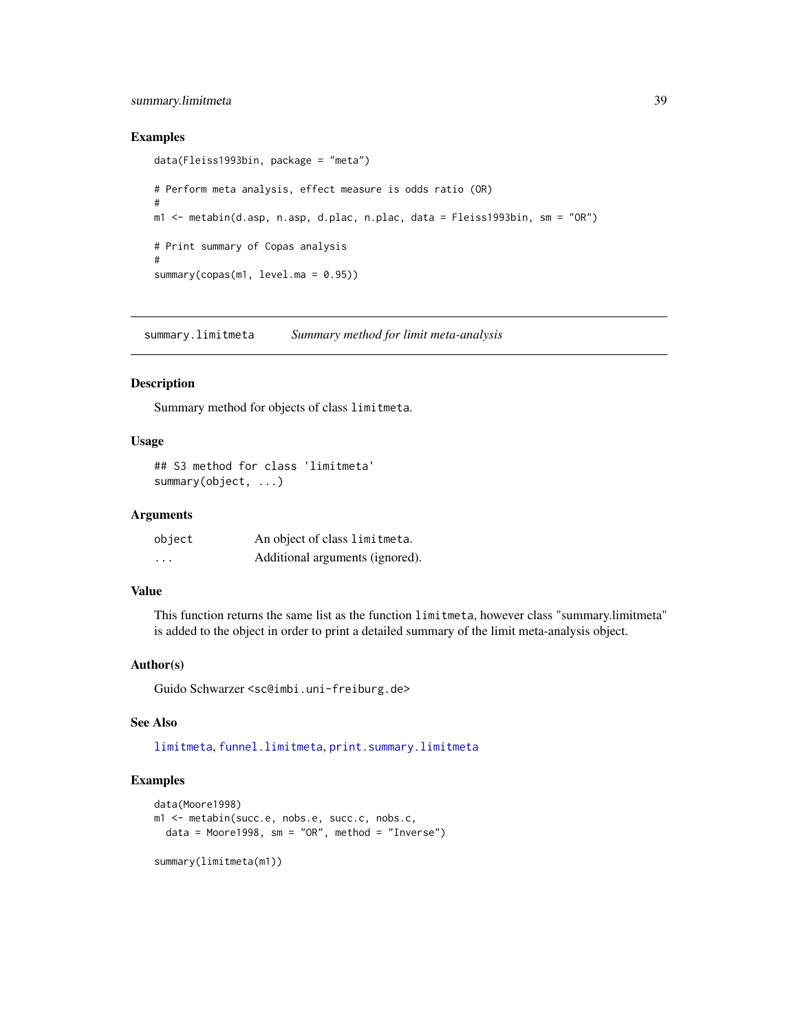### Examples

```
data(Fleiss1993bin, package = "meta")

# Perform meta analysis, effect measure is odds ratio (OR)
#
m1 <- metabin(d.asp, n.asp, d.plac, n.plac, data = Fleiss1993bin, sm = "OR")

# Print summary of Copas analysis
#
summary(copas(m1, level.ma = 0.95))
```

---

## summary.limitmeta — *Summary method for limit meta-analysis*

---

### Description

Summary method for objects of class `limitmeta`.

### Usage

```
## S3 method for class 'limitmeta'
summary(object, ...)
```

### Arguments

| | |
|---|---|
| `object` | An object of class `limitmeta`. |
| `...` | Additional arguments (ignored). |

### Value

This function returns the same list as the function `limitmeta`, however class "summary.limitmeta" is added to the object in order to print a detailed summary of the limit meta-analysis object.

### Author(s)

Guido Schwarzer <sc@imbi.uni-freiburg.de>

### See Also

`limitmeta`, `funnel.limitmeta`, `print.summary.limitmeta`

### Examples

```
data(Moore1998)
m1 <- metabin(succ.e, nobs.e, succ.c, nobs.c,
  data = Moore1998, sm = "OR", method = "Inverse")

summary(limitmeta(m1))
```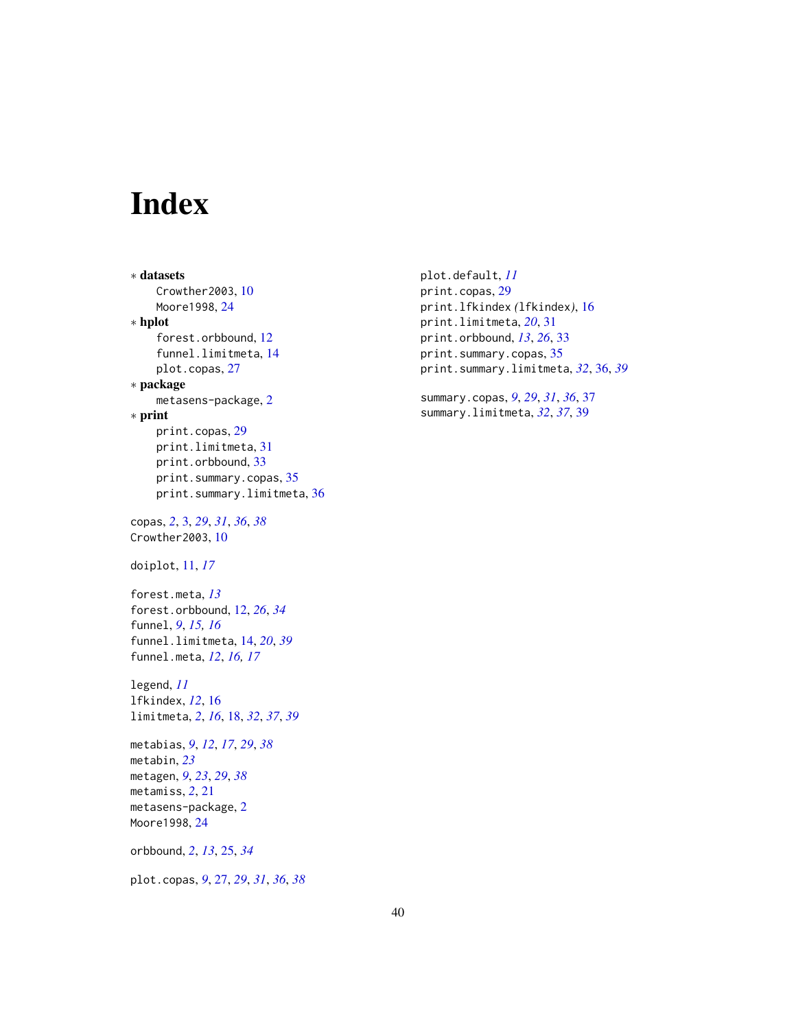# Index

\* **datasets**
    Crowther2003, 10
    Moore1998, 24
\* **hplot**
    forest.orbbound, 12
    funnel.limitmeta, 14
    plot.copas, 27
\* **package**
    metasens-package, 2
\* **print**
    print.copas, 29
    print.limitmeta, 31
    print.orbbound, 33
    print.summary.copas, 35
    print.summary.limitmeta, 36

copas, *2*, 3, *29*, *31*, *36*, *38*
Crowther2003, 10

doiplot, 11, *17*

forest.meta, *13*
forest.orbbound, 12, *26*, *34*
funnel, *9*, *15, 16*
funnel.limitmeta, 14, *20*, *39*
funnel.meta, *12*, *16, 17*

legend, *11*
lfkindex, *12*, 16
limitmeta, *2*, *16*, 18, *32*, *37*, *39*

metabias, *9*, *12*, *17*, *29*, *38*
metabin, *23*
metagen, *9*, *23*, *29*, *38*
metamiss, *2*, 21
metasens-package, 2
Moore1998, 24

orbbound, *2*, *13*, 25, *34*

plot.copas, *9*, 27, *29*, *31*, *36*, *38*
plot.default, *11*
print.copas, 29
print.lfkindex *(*lfkindex*)*, 16
print.limitmeta, *20*, 31
print.orbbound, *13*, *26*, 33
print.summary.copas, 35
print.summary.limitmeta, *32*, 36, *39*

summary.copas, *9*, *29*, *31*, *36*, 37
summary.limitmeta, *32*, *37*, 39